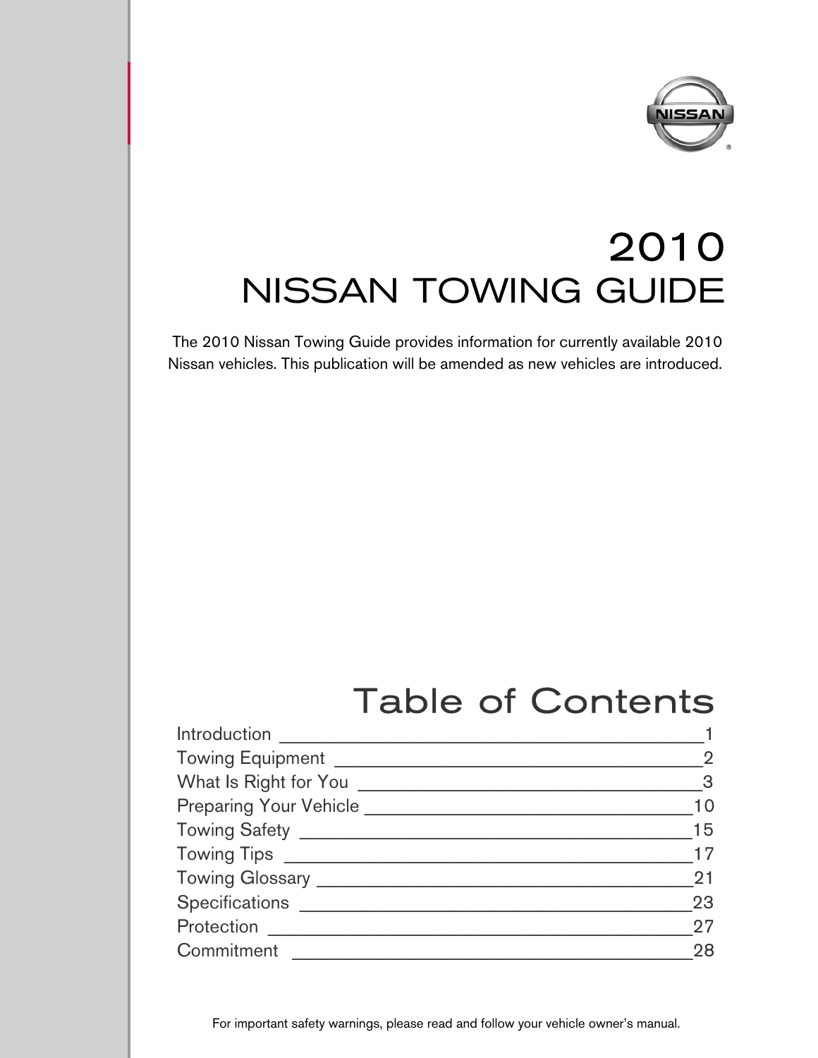# 2010 NISSAN TOWING GUIDE

The 2010 Nissan Towing Guide provides information for currently available 2010 Nissan vehicles. This publication will be amended as new vehicles are introduced.

## Table of Contents

| Section | Page |
| --- | --- |
| Introduction | 1 |
| Towing Equipment | 2 |
| What Is Right for You | 3 |
| Preparing Your Vehicle | 10 |
| Towing Safety | 15 |
| Towing Tips | 17 |
| Towing Glossary | 21 |
| Specifications | 23 |
| Protection | 27 |
| Commitment | 28 |

For important safety warnings, please read and follow your vehicle owner's manual.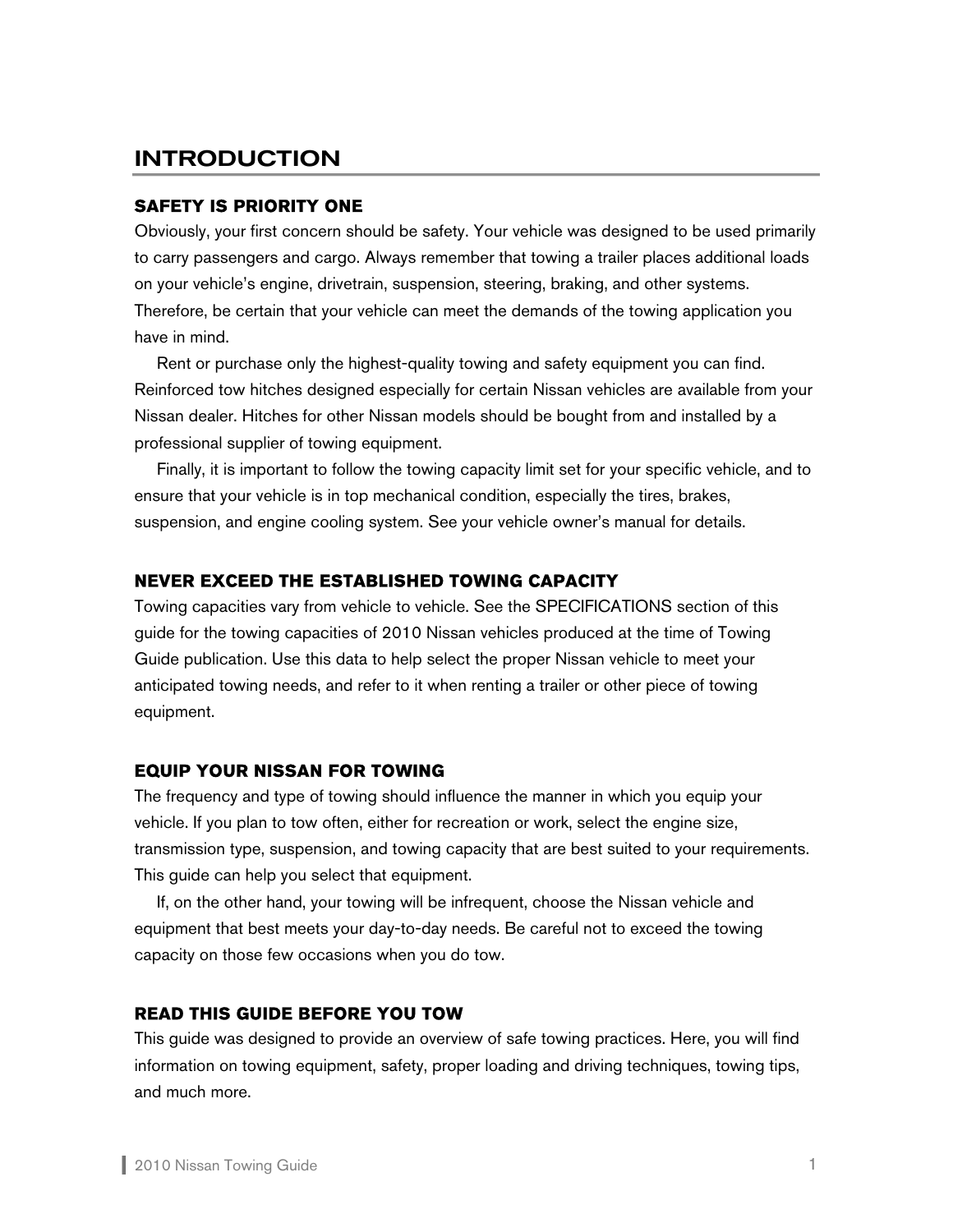# INTRODUCTION

## SAFETY IS PRIORITY ONE

Obviously, your first concern should be safety. Your vehicle was designed to be used primarily to carry passengers and cargo. Always remember that towing a trailer places additional loads on your vehicle's engine, drivetrain, suspension, steering, braking, and other systems. Therefore, be certain that your vehicle can meet the demands of the towing application you have in mind.

Rent or purchase only the highest-quality towing and safety equipment you can find. Reinforced tow hitches designed especially for certain Nissan vehicles are available from your Nissan dealer. Hitches for other Nissan models should be bought from and installed by a professional supplier of towing equipment.

Finally, it is important to follow the towing capacity limit set for your specific vehicle, and to ensure that your vehicle is in top mechanical condition, especially the tires, brakes, suspension, and engine cooling system. See your vehicle owner's manual for details.

## NEVER EXCEED THE ESTABLISHED TOWING CAPACITY

Towing capacities vary from vehicle to vehicle. See the SPECIFICATIONS section of this guide for the towing capacities of 2010 Nissan vehicles produced at the time of Towing Guide publication. Use this data to help select the proper Nissan vehicle to meet your anticipated towing needs, and refer to it when renting a trailer or other piece of towing equipment.

## EQUIP YOUR NISSAN FOR TOWING

The frequency and type of towing should influence the manner in which you equip your vehicle. If you plan to tow often, either for recreation or work, select the engine size, transmission type, suspension, and towing capacity that are best suited to your requirements. This guide can help you select that equipment.

If, on the other hand, your towing will be infrequent, choose the Nissan vehicle and equipment that best meets your day-to-day needs. Be careful not to exceed the towing capacity on those few occasions when you do tow.

## READ THIS GUIDE BEFORE YOU TOW

This guide was designed to provide an overview of safe towing practices. Here, you will find information on towing equipment, safety, proper loading and driving techniques, towing tips, and much more.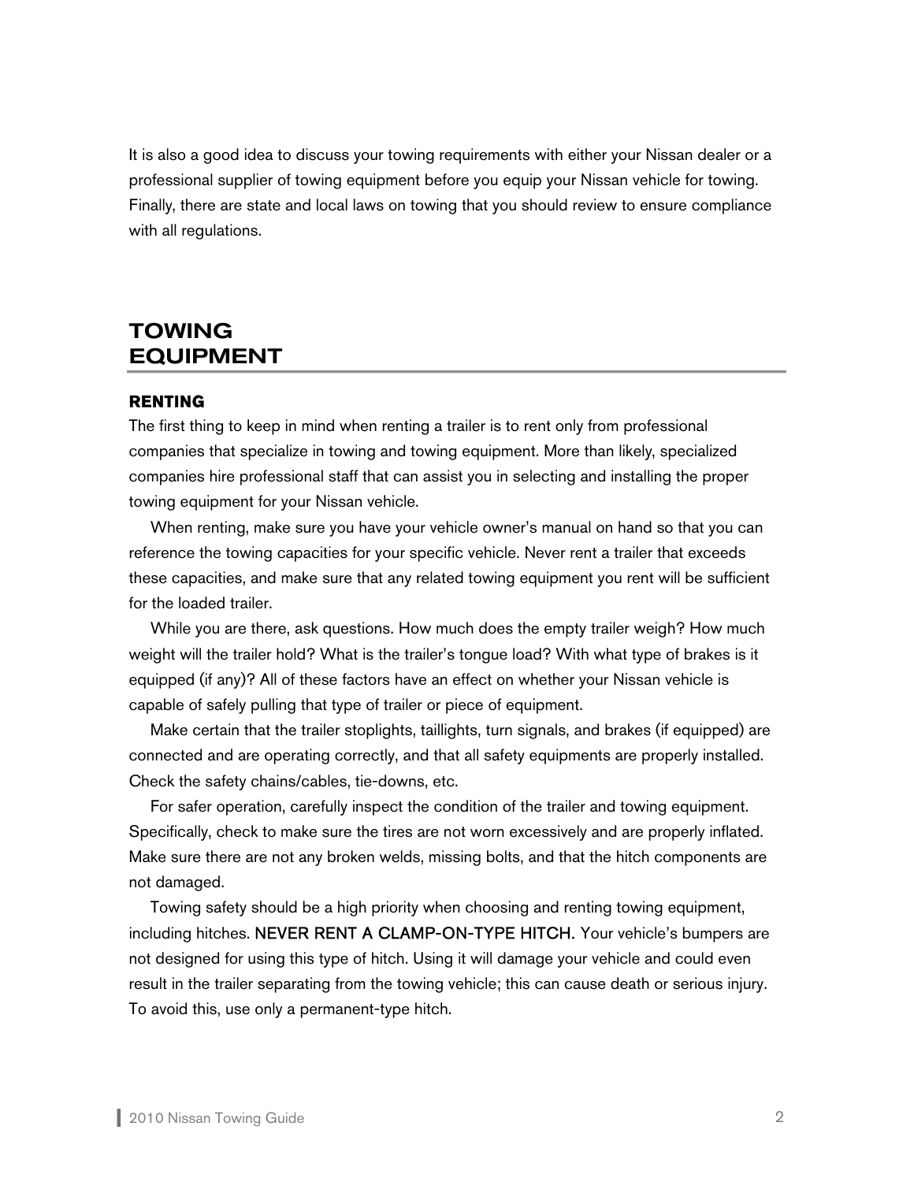It is also a good idea to discuss your towing requirements with either your Nissan dealer or a professional supplier of towing equipment before you equip your Nissan vehicle for towing. Finally, there are state and local laws on towing that you should review to ensure compliance with all regulations.

## TOWING EQUIPMENT

### RENTING

The first thing to keep in mind when renting a trailer is to rent only from professional companies that specialize in towing and towing equipment. More than likely, specialized companies hire professional staff that can assist you in selecting and installing the proper towing equipment for your Nissan vehicle.

When renting, make sure you have your vehicle owner's manual on hand so that you can reference the towing capacities for your specific vehicle. Never rent a trailer that exceeds these capacities, and make sure that any related towing equipment you rent will be sufficient for the loaded trailer.

While you are there, ask questions. How much does the empty trailer weigh? How much weight will the trailer hold? What is the trailer's tongue load? With what type of brakes is it equipped (if any)? All of these factors have an effect on whether your Nissan vehicle is capable of safely pulling that type of trailer or piece of equipment.

Make certain that the trailer stoplights, taillights, turn signals, and brakes (if equipped) are connected and are operating correctly, and that all safety equipments are properly installed. Check the safety chains/cables, tie-downs, etc.

For safer operation, carefully inspect the condition of the trailer and towing equipment. Specifically, check to make sure the tires are not worn excessively and are properly inflated. Make sure there are not any broken welds, missing bolts, and that the hitch components are not damaged.

Towing safety should be a high priority when choosing and renting towing equipment, including hitches. NEVER RENT A CLAMP-ON-TYPE HITCH. Your vehicle's bumpers are not designed for using this type of hitch. Using it will damage your vehicle and could even result in the trailer separating from the towing vehicle; this can cause death or serious injury. To avoid this, use only a permanent-type hitch.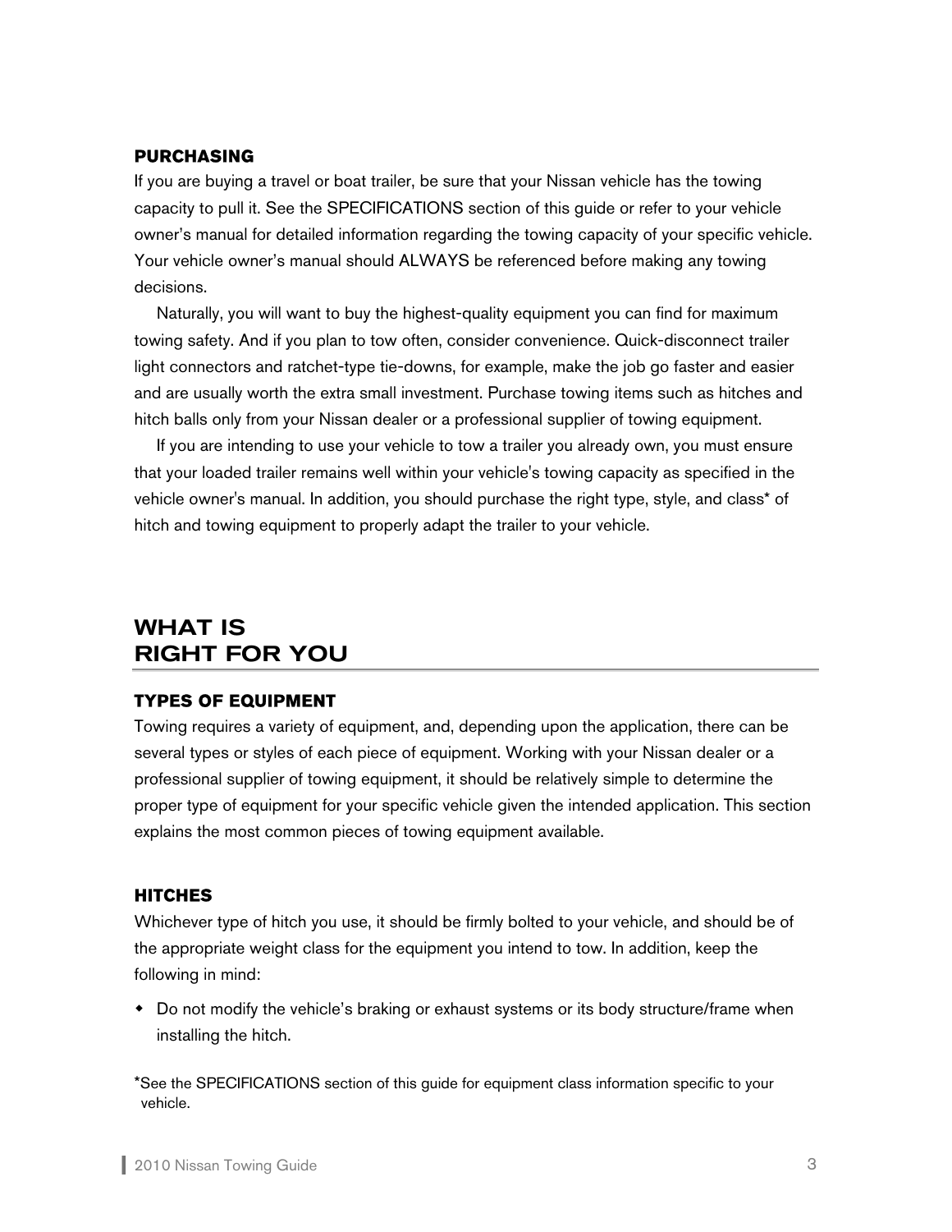### PURCHASING

If you are buying a travel or boat trailer, be sure that your Nissan vehicle has the towing capacity to pull it. See the SPECIFICATIONS section of this guide or refer to your vehicle owner's manual for detailed information regarding the towing capacity of your specific vehicle. Your vehicle owner's manual should ALWAYS be referenced before making any towing decisions.

Naturally, you will want to buy the highest-quality equipment you can find for maximum towing safety. And if you plan to tow often, consider convenience. Quick-disconnect trailer light connectors and ratchet-type tie-downs, for example, make the job go faster and easier and are usually worth the extra small investment. Purchase towing items such as hitches and hitch balls only from your Nissan dealer or a professional supplier of towing equipment.

If you are intending to use your vehicle to tow a trailer you already own, you must ensure that your loaded trailer remains well within your vehicle's towing capacity as specified in the vehicle owner's manual. In addition, you should purchase the right type, style, and class* of hitch and towing equipment to properly adapt the trailer to your vehicle.

## WHAT IS RIGHT FOR YOU

### TYPES OF EQUIPMENT

Towing requires a variety of equipment, and, depending upon the application, there can be several types or styles of each piece of equipment. Working with your Nissan dealer or a professional supplier of towing equipment, it should be relatively simple to determine the proper type of equipment for your specific vehicle given the intended application. This section explains the most common pieces of towing equipment available.

### HITCHES

Whichever type of hitch you use, it should be firmly bolted to your vehicle, and should be of the appropriate weight class for the equipment you intend to tow. In addition, keep the following in mind:

- Do not modify the vehicle's braking or exhaust systems or its body structure/frame when installing the hitch.

*See the SPECIFICATIONS section of this guide for equipment class information specific to your vehicle.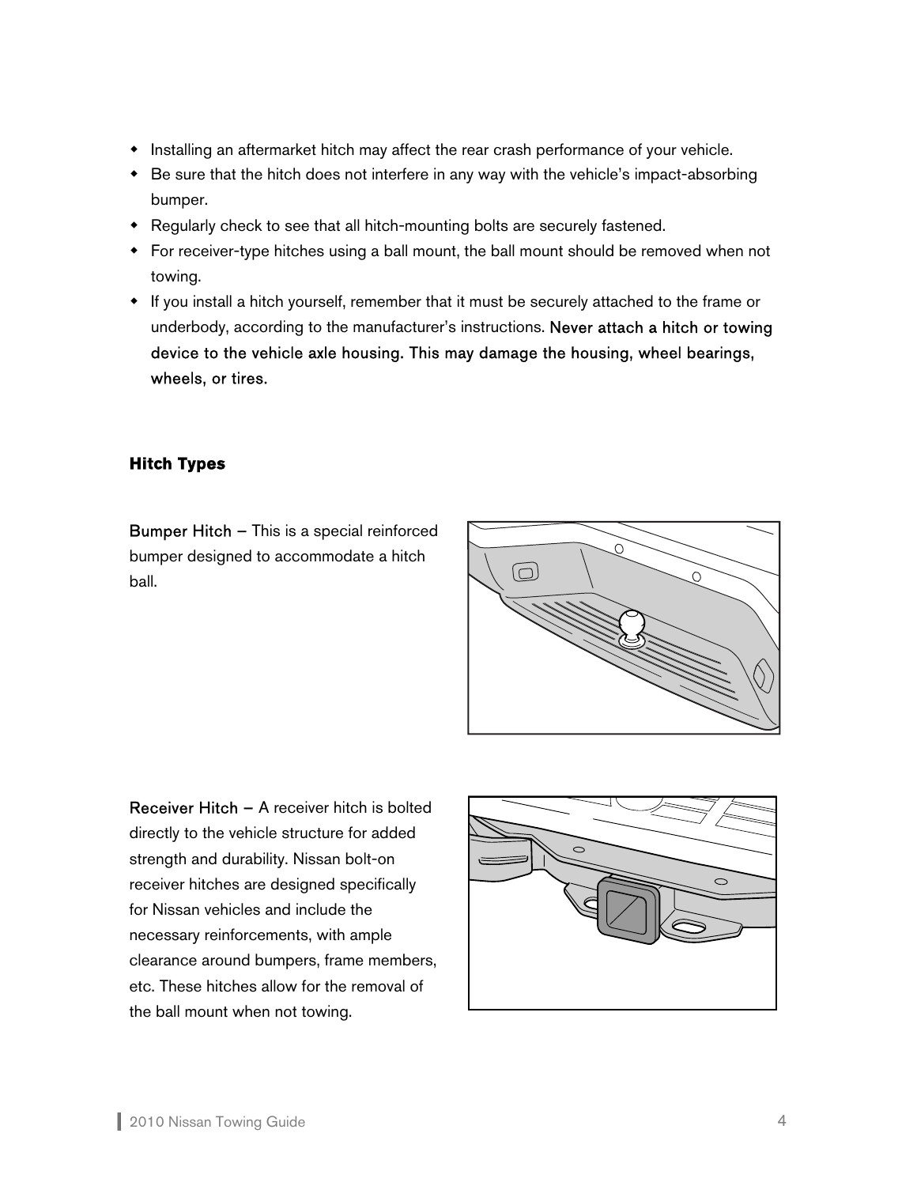- Installing an aftermarket hitch may affect the rear crash performance of your vehicle.
- Be sure that the hitch does not interfere in any way with the vehicle's impact-absorbing bumper.
- Regularly check to see that all hitch-mounting bolts are securely fastened.
- For receiver-type hitches using a ball mount, the ball mount should be removed when not towing.
- If you install a hitch yourself, remember that it must be securely attached to the frame or underbody, according to the manufacturer's instructions. Never attach a hitch or towing device to the vehicle axle housing. This may damage the housing, wheel bearings, wheels, or tires.

### Hitch Types

Bumper Hitch – This is a special reinforced bumper designed to accommodate a hitch ball.

Receiver Hitch – A receiver hitch is bolted directly to the vehicle structure for added strength and durability. Nissan bolt-on receiver hitches are designed specifically for Nissan vehicles and include the necessary reinforcements, with ample clearance around bumpers, frame members, etc. These hitches allow for the removal of the ball mount when not towing.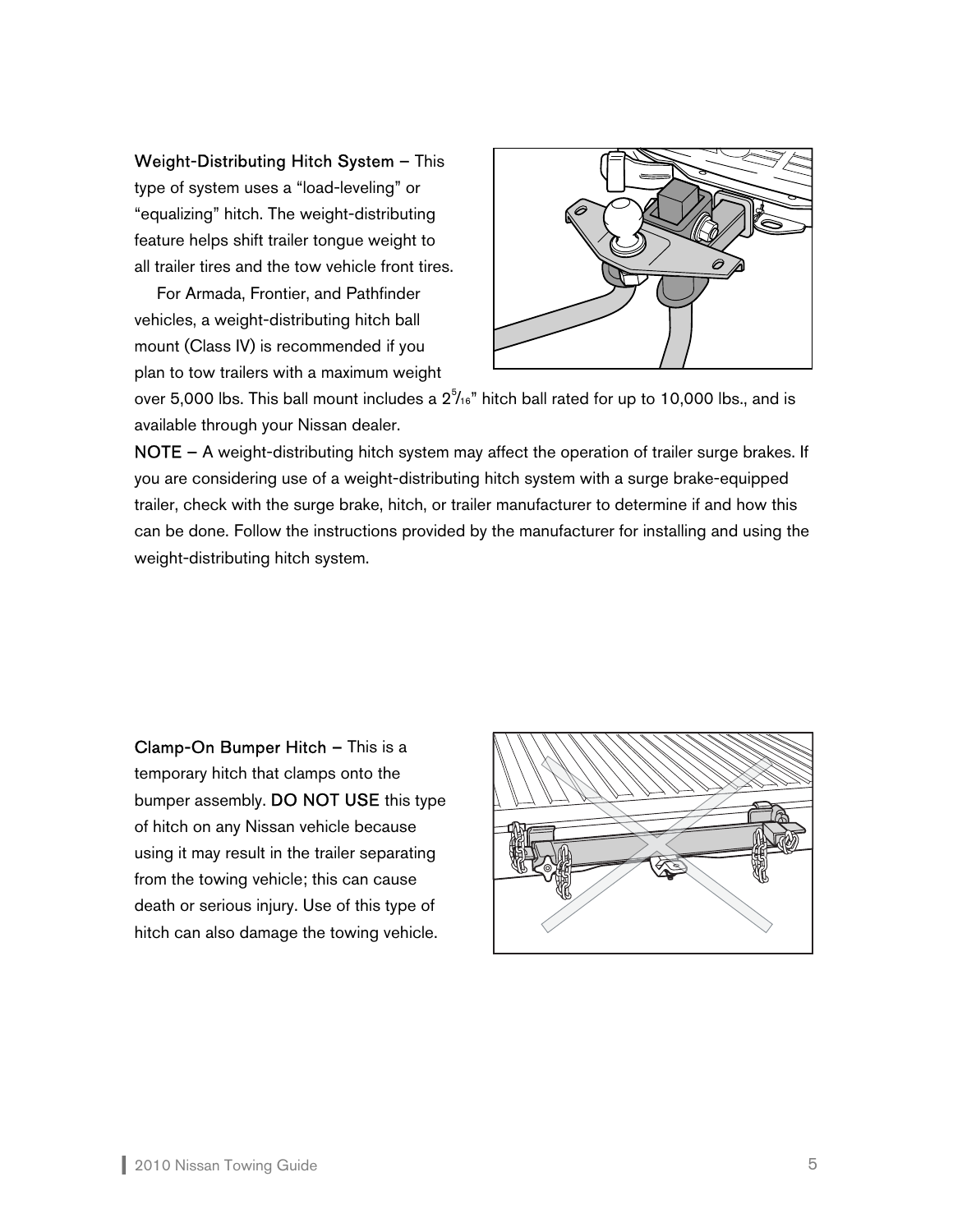**Weight-Distributing Hitch System** – This type of system uses a “load-leveling” or “equalizing” hitch. The weight-distributing feature helps shift trailer tongue weight to all trailer tires and the tow vehicle front tires.

For Armada, Frontier, and Pathfinder vehicles, a weight-distributing hitch ball mount (Class IV) is recommended if you plan to tow trailers with a maximum weight over 5,000 lbs. This ball mount includes a 2⁵⁄₁₆” hitch ball rated for up to 10,000 lbs., and is available through your Nissan dealer.

**NOTE** – A weight-distributing hitch system may affect the operation of trailer surge brakes. If you are considering use of a weight-distributing hitch system with a surge brake-equipped trailer, check with the surge brake, hitch, or trailer manufacturer to determine if and how this can be done. Follow the instructions provided by the manufacturer for installing and using the weight-distributing hitch system.

**Clamp-On Bumper Hitch** – This is a temporary hitch that clamps onto the bumper assembly. **DO NOT USE** this type of hitch on any Nissan vehicle because using it may result in the trailer separating from the towing vehicle; this can cause death or serious injury. Use of this type of hitch can also damage the towing vehicle.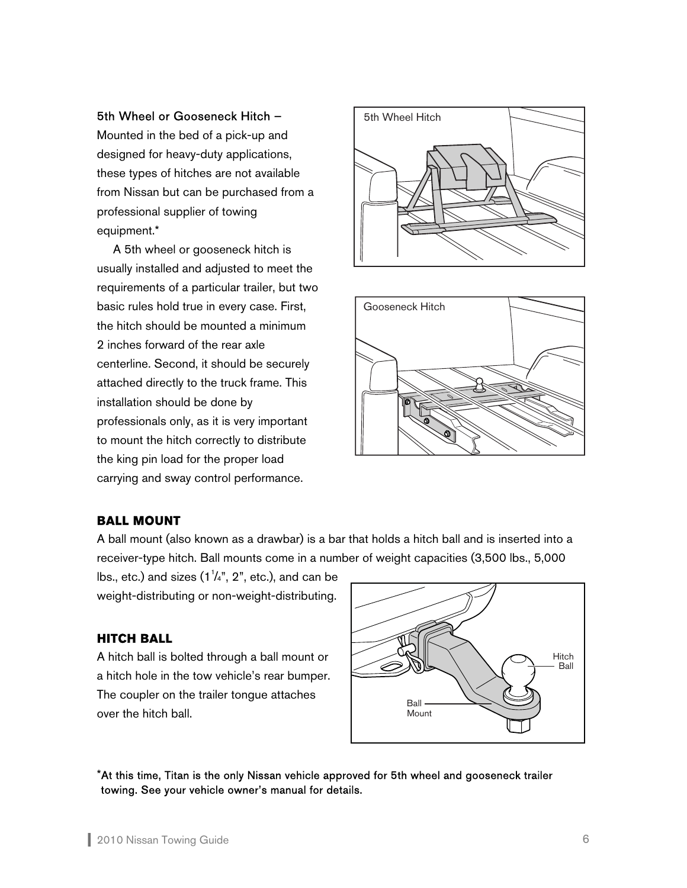5th Wheel or Gooseneck Hitch – Mounted in the bed of a pick-up and designed for heavy-duty applications, these types of hitches are not available from Nissan but can be purchased from a professional supplier of towing equipment.*

A 5th wheel or gooseneck hitch is usually installed and adjusted to meet the requirements of a particular trailer, but two basic rules hold true in every case. First, the hitch should be mounted a minimum 2 inches forward of the rear axle centerline. Second, it should be securely attached directly to the truck frame. This installation should be done by professionals only, as it is very important to mount the hitch correctly to distribute the king pin load for the proper load carrying and sway control performance.

## BALL MOUNT

A ball mount (also known as a drawbar) is a bar that holds a hitch ball and is inserted into a receiver-type hitch. Ball mounts come in a number of weight capacities (3,500 lbs., 5,000 lbs., etc.) and sizes (1 1/4", 2", etc.), and can be weight-distributing or non-weight-distributing.

## HITCH BALL

A hitch ball is bolted through a ball mount or a hitch hole in the tow vehicle's rear bumper. The coupler on the trailer tongue attaches over the hitch ball.

*At this time, Titan is the only Nissan vehicle approved for 5th wheel and gooseneck trailer towing. See your vehicle owner's manual for details.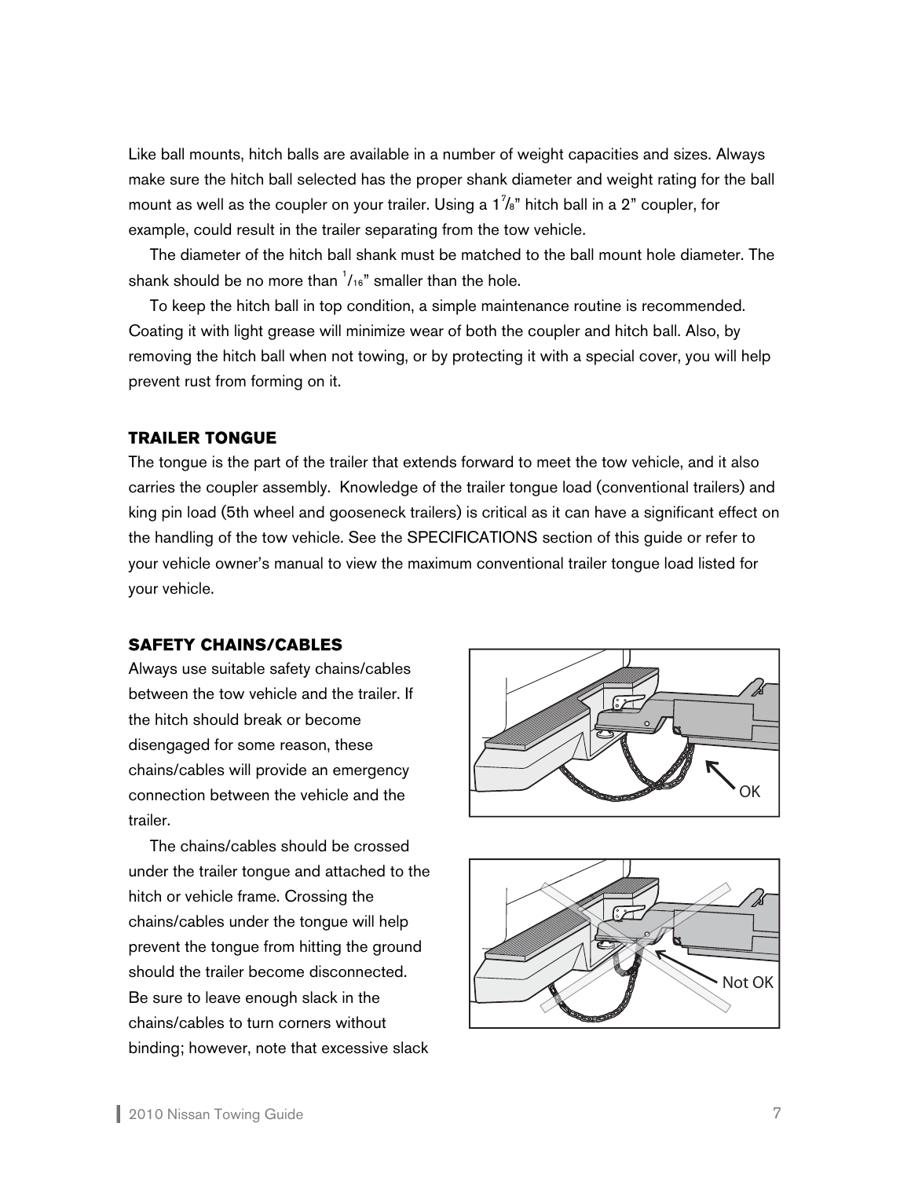Like ball mounts, hitch balls are available in a number of weight capacities and sizes. Always make sure the hitch ball selected has the proper shank diameter and weight rating for the ball mount as well as the coupler on your trailer. Using a 1⅞" hitch ball in a 2" coupler, for example, could result in the trailer separating from the tow vehicle.

The diameter of the hitch ball shank must be matched to the ball mount hole diameter. The shank should be no more than 1/16" smaller than the hole.

To keep the hitch ball in top condition, a simple maintenance routine is recommended. Coating it with light grease will minimize wear of both the coupler and hitch ball. Also, by removing the hitch ball when not towing, or by protecting it with a special cover, you will help prevent rust from forming on it.

### TRAILER TONGUE

The tongue is the part of the trailer that extends forward to meet the tow vehicle, and it also carries the coupler assembly. Knowledge of the trailer tongue load (conventional trailers) and king pin load (5th wheel and gooseneck trailers) is critical as it can have a significant effect on the handling of the tow vehicle. See the SPECIFICATIONS section of this guide or refer to your vehicle owner's manual to view the maximum conventional trailer tongue load listed for your vehicle.

### SAFETY CHAINS/CABLES

Always use suitable safety chains/cables between the tow vehicle and the trailer. If the hitch should break or become disengaged for some reason, these chains/cables will provide an emergency connection between the vehicle and the trailer.

The chains/cables should be crossed under the trailer tongue and attached to the hitch or vehicle frame. Crossing the chains/cables under the tongue will help prevent the tongue from hitting the ground should the trailer become disconnected. Be sure to leave enough slack in the chains/cables to turn corners without binding; however, note that excessive slack

OK

Not OK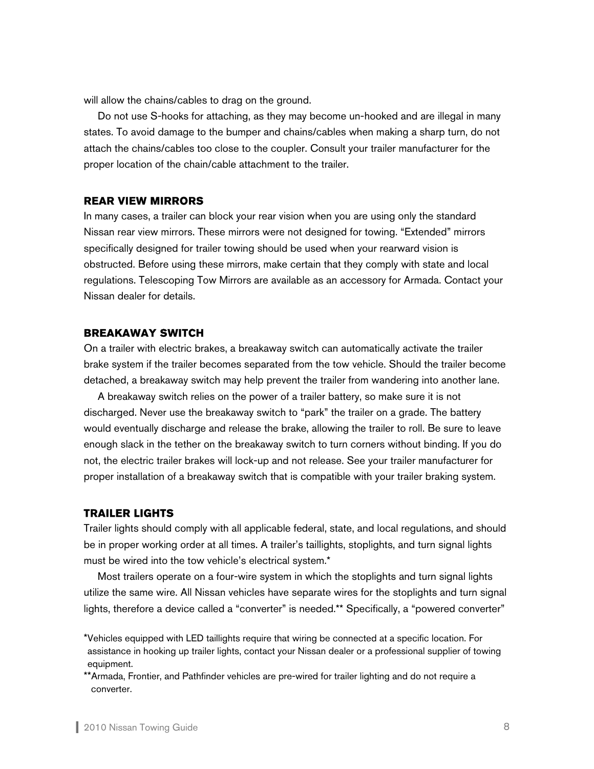will allow the chains/cables to drag on the ground.

Do not use S-hooks for attaching, as they may become un-hooked and are illegal in many states. To avoid damage to the bumper and chains/cables when making a sharp turn, do not attach the chains/cables too close to the coupler. Consult your trailer manufacturer for the proper location of the chain/cable attachment to the trailer.

## REAR VIEW MIRRORS

In many cases, a trailer can block your rear vision when you are using only the standard Nissan rear view mirrors. These mirrors were not designed for towing. "Extended" mirrors specifically designed for trailer towing should be used when your rearward vision is obstructed. Before using these mirrors, make certain that they comply with state and local regulations. Telescoping Tow Mirrors are available as an accessory for Armada. Contact your Nissan dealer for details.

## BREAKAWAY SWITCH

On a trailer with electric brakes, a breakaway switch can automatically activate the trailer brake system if the trailer becomes separated from the tow vehicle. Should the trailer become detached, a breakaway switch may help prevent the trailer from wandering into another lane.

A breakaway switch relies on the power of a trailer battery, so make sure it is not discharged. Never use the breakaway switch to "park" the trailer on a grade. The battery would eventually discharge and release the brake, allowing the trailer to roll. Be sure to leave enough slack in the tether on the breakaway switch to turn corners without binding. If you do not, the electric trailer brakes will lock-up and not release. See your trailer manufacturer for proper installation of a breakaway switch that is compatible with your trailer braking system.

## TRAILER LIGHTS

Trailer lights should comply with all applicable federal, state, and local regulations, and should be in proper working order at all times. A trailer's taillights, stoplights, and turn signal lights must be wired into the tow vehicle's electrical system.*

Most trailers operate on a four-wire system in which the stoplights and turn signal lights utilize the same wire. All Nissan vehicles have separate wires for the stoplights and turn signal lights, therefore a device called a "converter" is needed.** Specifically, a "powered converter"

*Vehicles equipped with LED taillights require that wiring be connected at a specific location. For assistance in hooking up trailer lights, contact your Nissan dealer or a professional supplier of towing equipment.

**Armada, Frontier, and Pathfinder vehicles are pre-wired for trailer lighting and do not require a converter.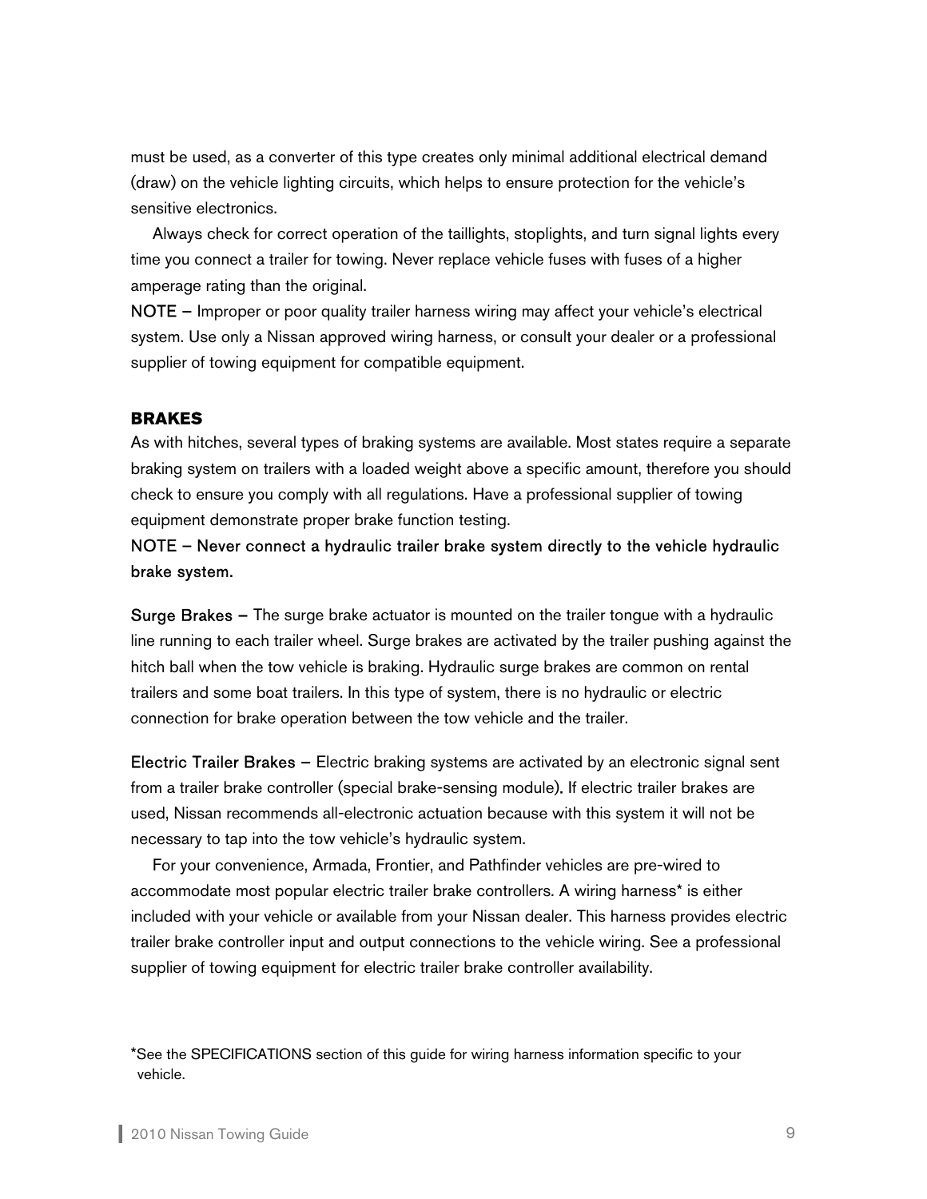must be used, as a converter of this type creates only minimal additional electrical demand (draw) on the vehicle lighting circuits, which helps to ensure protection for the vehicle's sensitive electronics.

Always check for correct operation of the taillights, stoplights, and turn signal lights every time you connect a trailer for towing. Never replace vehicle fuses with fuses of a higher amperage rating than the original.

NOTE – Improper or poor quality trailer harness wiring may affect your vehicle's electrical system. Use only a Nissan approved wiring harness, or consult your dealer or a professional supplier of towing equipment for compatible equipment.

## BRAKES

As with hitches, several types of braking systems are available. Most states require a separate braking system on trailers with a loaded weight above a specific amount, therefore you should check to ensure you comply with all regulations. Have a professional supplier of towing equipment demonstrate proper brake function testing.

NOTE – Never connect a hydraulic trailer brake system directly to the vehicle hydraulic brake system.

Surge Brakes – The surge brake actuator is mounted on the trailer tongue with a hydraulic line running to each trailer wheel. Surge brakes are activated by the trailer pushing against the hitch ball when the tow vehicle is braking. Hydraulic surge brakes are common on rental trailers and some boat trailers. In this type of system, there is no hydraulic or electric connection for brake operation between the tow vehicle and the trailer.

Electric Trailer Brakes – Electric braking systems are activated by an electronic signal sent from a trailer brake controller (special brake-sensing module). If electric trailer brakes are used, Nissan recommends all-electronic actuation because with this system it will not be necessary to tap into the tow vehicle's hydraulic system.

For your convenience, Armada, Frontier, and Pathfinder vehicles are pre-wired to accommodate most popular electric trailer brake controllers. A wiring harness* is either included with your vehicle or available from your Nissan dealer. This harness provides electric trailer brake controller input and output connections to the vehicle wiring. See a professional supplier of towing equipment for electric trailer brake controller availability.

*See the SPECIFICATIONS section of this guide for wiring harness information specific to your vehicle.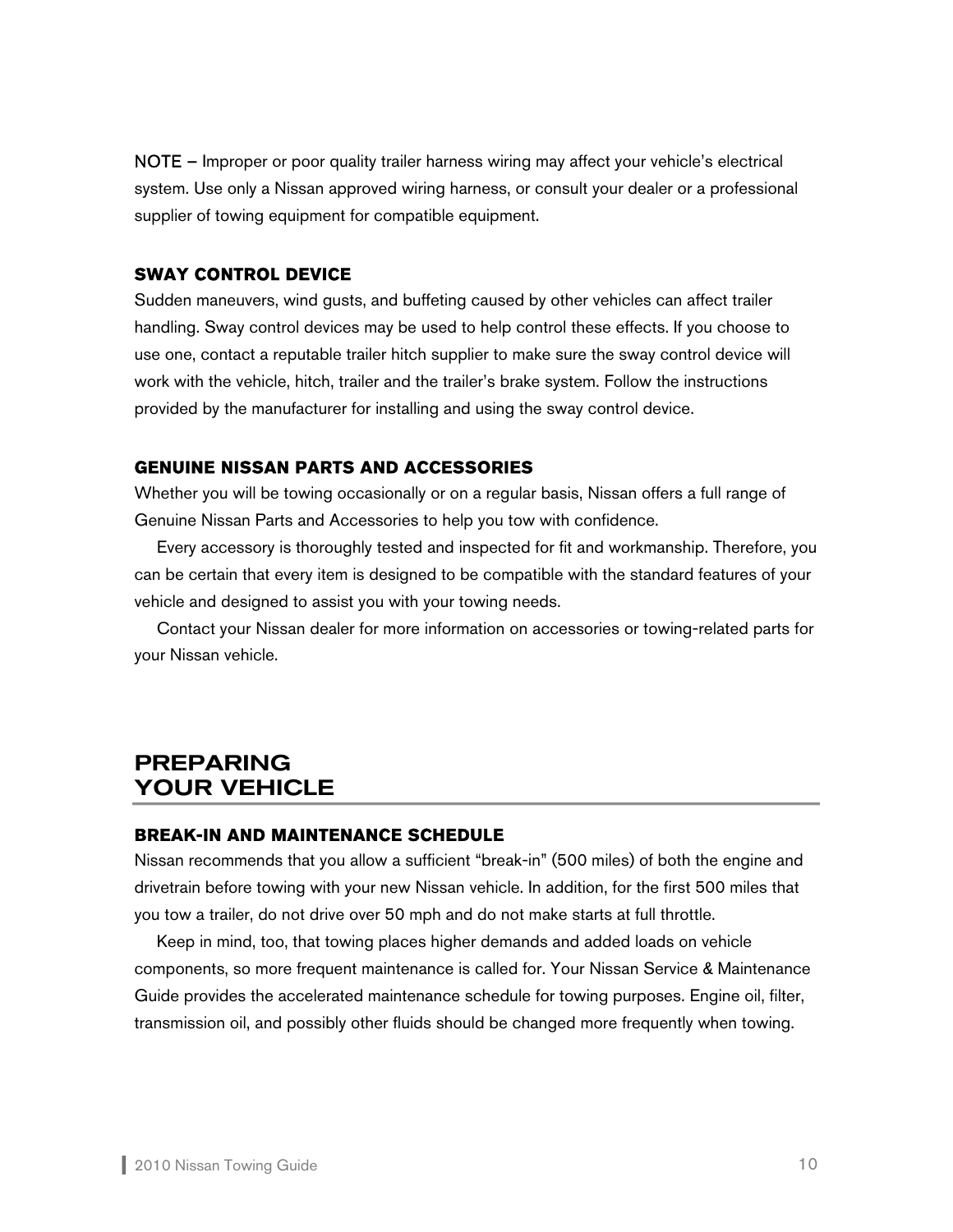NOTE – Improper or poor quality trailer harness wiring may affect your vehicle's electrical system. Use only a Nissan approved wiring harness, or consult your dealer or a professional supplier of towing equipment for compatible equipment.

### SWAY CONTROL DEVICE

Sudden maneuvers, wind gusts, and buffeting caused by other vehicles can affect trailer handling. Sway control devices may be used to help control these effects. If you choose to use one, contact a reputable trailer hitch supplier to make sure the sway control device will work with the vehicle, hitch, trailer and the trailer's brake system. Follow the instructions provided by the manufacturer for installing and using the sway control device.

### GENUINE NISSAN PARTS AND ACCESSORIES

Whether you will be towing occasionally or on a regular basis, Nissan offers a full range of Genuine Nissan Parts and Accessories to help you tow with confidence.

Every accessory is thoroughly tested and inspected for fit and workmanship. Therefore, you can be certain that every item is designed to be compatible with the standard features of your vehicle and designed to assist you with your towing needs.

Contact your Nissan dealer for more information on accessories or towing-related parts for your Nissan vehicle.

## PREPARING YOUR VEHICLE

### BREAK-IN AND MAINTENANCE SCHEDULE

Nissan recommends that you allow a sufficient "break-in" (500 miles) of both the engine and drivetrain before towing with your new Nissan vehicle. In addition, for the first 500 miles that you tow a trailer, do not drive over 50 mph and do not make starts at full throttle.

Keep in mind, too, that towing places higher demands and added loads on vehicle components, so more frequent maintenance is called for. Your Nissan Service & Maintenance Guide provides the accelerated maintenance schedule for towing purposes. Engine oil, filter, transmission oil, and possibly other fluids should be changed more frequently when towing.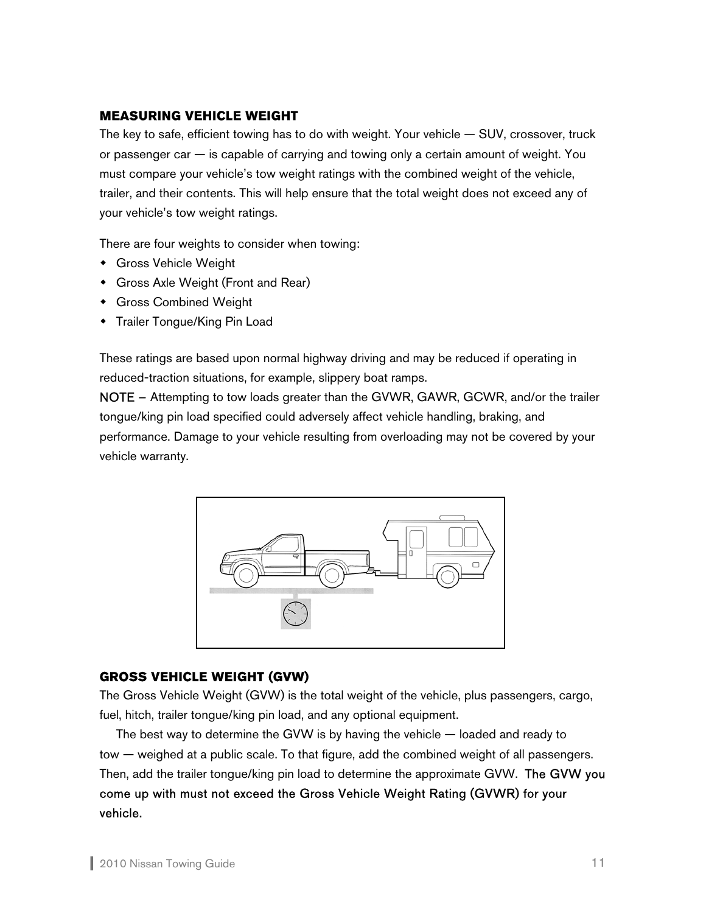## MEASURING VEHICLE WEIGHT

The key to safe, efficient towing has to do with weight. Your vehicle — SUV, crossover, truck or passenger car — is capable of carrying and towing only a certain amount of weight. You must compare your vehicle's tow weight ratings with the combined weight of the vehicle, trailer, and their contents. This will help ensure that the total weight does not exceed any of your vehicle's tow weight ratings.

There are four weights to consider when towing:

- Gross Vehicle Weight
- Gross Axle Weight (Front and Rear)
- Gross Combined Weight
- Trailer Tongue/King Pin Load

These ratings are based upon normal highway driving and may be reduced if operating in reduced-traction situations, for example, slippery boat ramps.

NOTE – Attempting to tow loads greater than the GVWR, GAWR, GCWR, and/or the trailer tongue/king pin load specified could adversely affect vehicle handling, braking, and performance. Damage to your vehicle resulting from overloading may not be covered by your vehicle warranty.

## GROSS VEHICLE WEIGHT (GVW)

The Gross Vehicle Weight (GVW) is the total weight of the vehicle, plus passengers, cargo, fuel, hitch, trailer tongue/king pin load, and any optional equipment.

The best way to determine the GVW is by having the vehicle — loaded and ready to tow — weighed at a public scale. To that figure, add the combined weight of all passengers. Then, add the trailer tongue/king pin load to determine the approximate GVW. **The GVW you come up with must not exceed the Gross Vehicle Weight Rating (GVWR) for your vehicle.**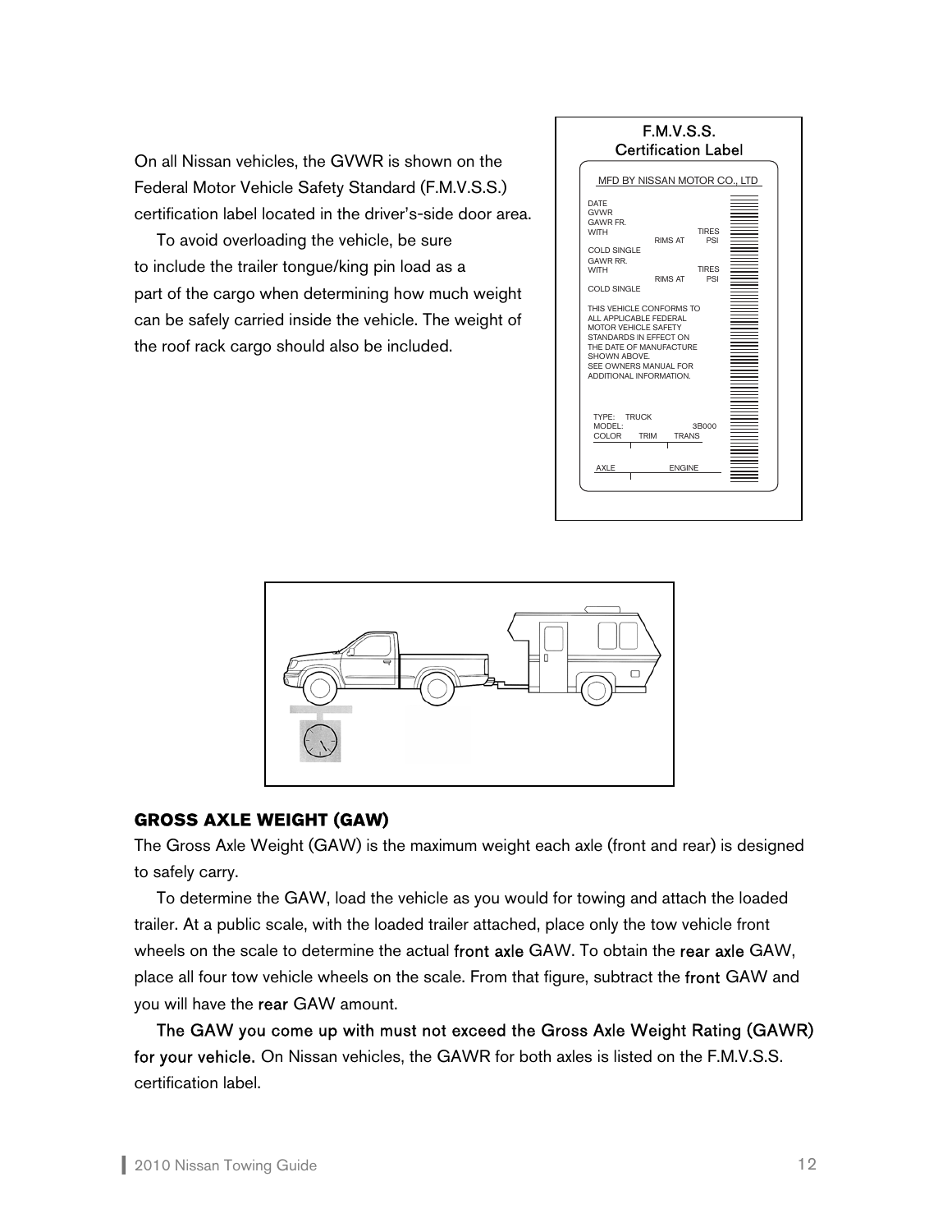On all Nissan vehicles, the GVWR is shown on the Federal Motor Vehicle Safety Standard (F.M.V.S.S.) certification label located in the driver's-side door area.

To avoid overloading the vehicle, be sure to include the trailer tongue/king pin load as a part of the cargo when determining how much weight can be safely carried inside the vehicle. The weight of the roof rack cargo should also be included.

F.M.V.S.S.
Certification Label

## GROSS AXLE WEIGHT (GAW)

The Gross Axle Weight (GAW) is the maximum weight each axle (front and rear) is designed to safely carry.

To determine the GAW, load the vehicle as you would for towing and attach the loaded trailer. At a public scale, with the loaded trailer attached, place only the tow vehicle front wheels on the scale to determine the actual front axle GAW. To obtain the rear axle GAW, place all four tow vehicle wheels on the scale. From that figure, subtract the front GAW and you will have the rear GAW amount.

The GAW you come up with must not exceed the Gross Axle Weight Rating (GAWR) for your vehicle. On Nissan vehicles, the GAWR for both axles is listed on the F.M.V.S.S. certification label.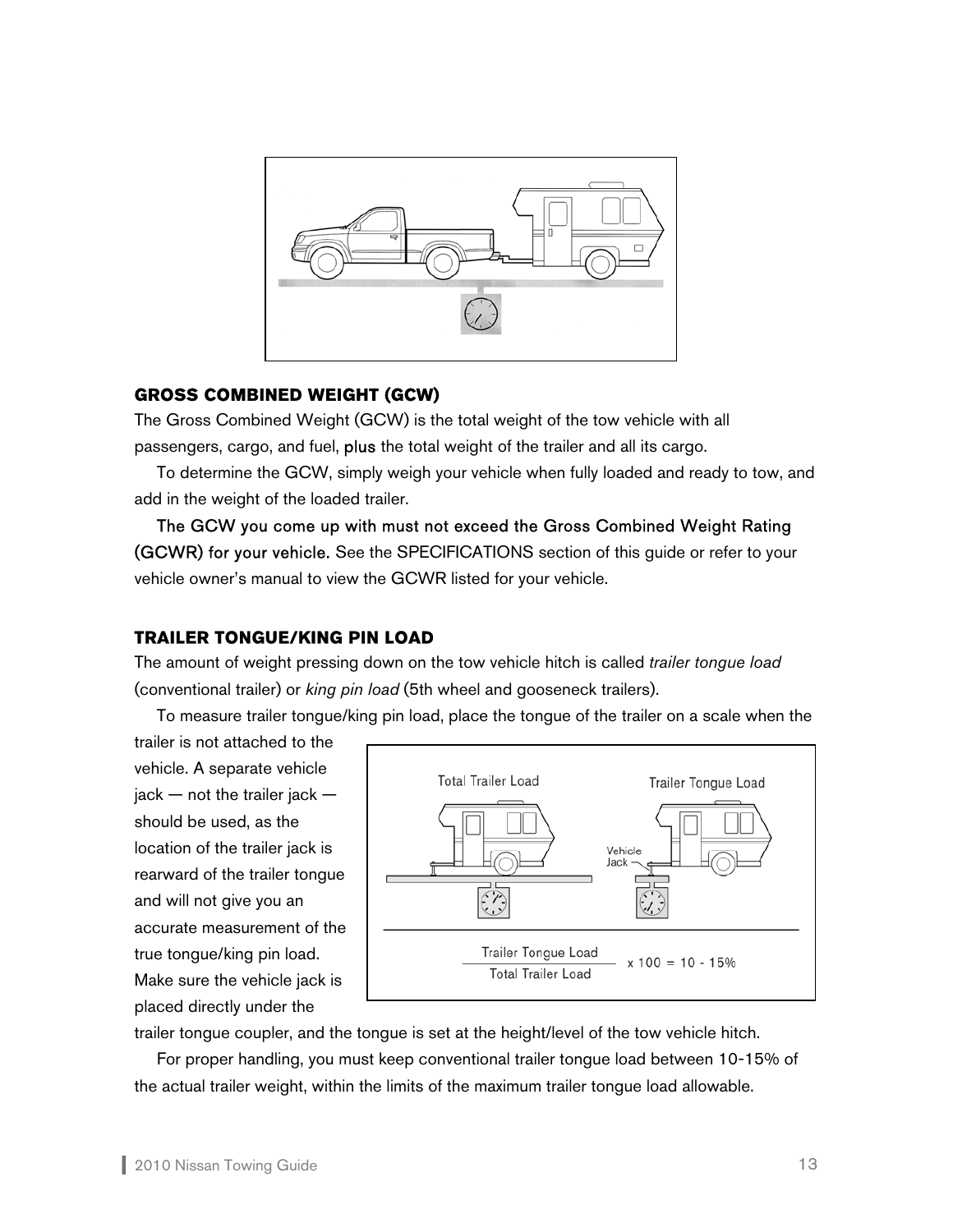### GROSS COMBINED WEIGHT (GCW)

The Gross Combined Weight (GCW) is the total weight of the tow vehicle with all passengers, cargo, and fuel, **plus** the total weight of the trailer and all its cargo.

To determine the GCW, simply weigh your vehicle when fully loaded and ready to tow, and add in the weight of the loaded trailer.

**The GCW you come up with must not exceed the Gross Combined Weight Rating (GCWR) for your vehicle.** See the SPECIFICATIONS section of this guide or refer to your vehicle owner's manual to view the GCWR listed for your vehicle.

### TRAILER TONGUE/KING PIN LOAD

The amount of weight pressing down on the tow vehicle hitch is called *trailer tongue load* (conventional trailer) or *king pin load* (5th wheel and gooseneck trailers).

To measure trailer tongue/king pin load, place the tongue of the trailer on a scale when the trailer is not attached to the vehicle. A separate vehicle jack — not the trailer jack — should be used, as the location of the trailer jack is rearward of the trailer tongue and will not give you an accurate measurement of the true tongue/king pin load. Make sure the vehicle jack is placed directly under the trailer tongue coupler, and the tongue is set at the height/level of the tow vehicle hitch.

$$\frac{\text{Trailer Tongue Load}}{\text{Total Trailer Load}} \times 100 = 10 - 15\%$$

For proper handling, you must keep conventional trailer tongue load between 10-15% of the actual trailer weight, within the limits of the maximum trailer tongue load allowable.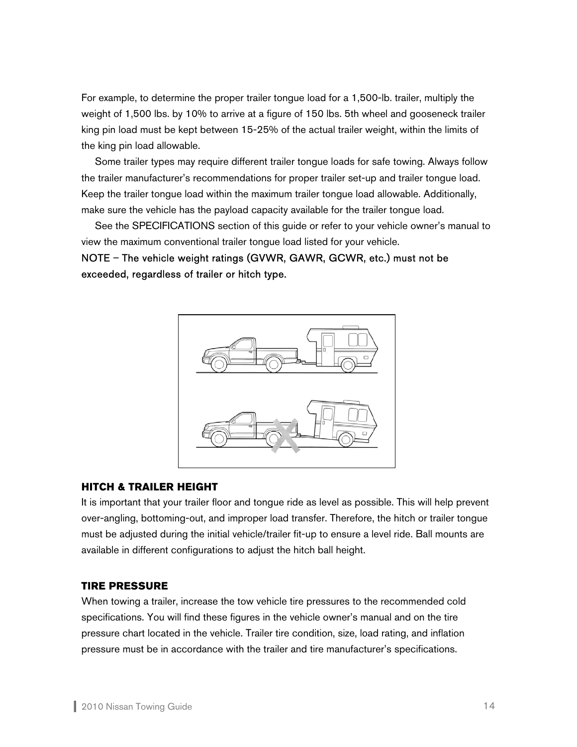For example, to determine the proper trailer tongue load for a 1,500-lb. trailer, multiply the weight of 1,500 lbs. by 10% to arrive at a figure of 150 lbs. 5th wheel and gooseneck trailer king pin load must be kept between 15-25% of the actual trailer weight, within the limits of the king pin load allowable.

Some trailer types may require different trailer tongue loads for safe towing. Always follow the trailer manufacturer's recommendations for proper trailer set-up and trailer tongue load. Keep the trailer tongue load within the maximum trailer tongue load allowable. Additionally, make sure the vehicle has the payload capacity available for the trailer tongue load.

See the SPECIFICATIONS section of this guide or refer to your vehicle owner's manual to view the maximum conventional trailer tongue load listed for your vehicle.

NOTE – The vehicle weight ratings (GVWR, GAWR, GCWR, etc.) must not be exceeded, regardless of trailer or hitch type.

### HITCH & TRAILER HEIGHT

It is important that your trailer floor and tongue ride as level as possible. This will help prevent over-angling, bottoming-out, and improper load transfer. Therefore, the hitch or trailer tongue must be adjusted during the initial vehicle/trailer fit-up to ensure a level ride. Ball mounts are available in different configurations to adjust the hitch ball height.

### TIRE PRESSURE

When towing a trailer, increase the tow vehicle tire pressures to the recommended cold specifications. You will find these figures in the vehicle owner's manual and on the tire pressure chart located in the vehicle. Trailer tire condition, size, load rating, and inflation pressure must be in accordance with the trailer and tire manufacturer's specifications.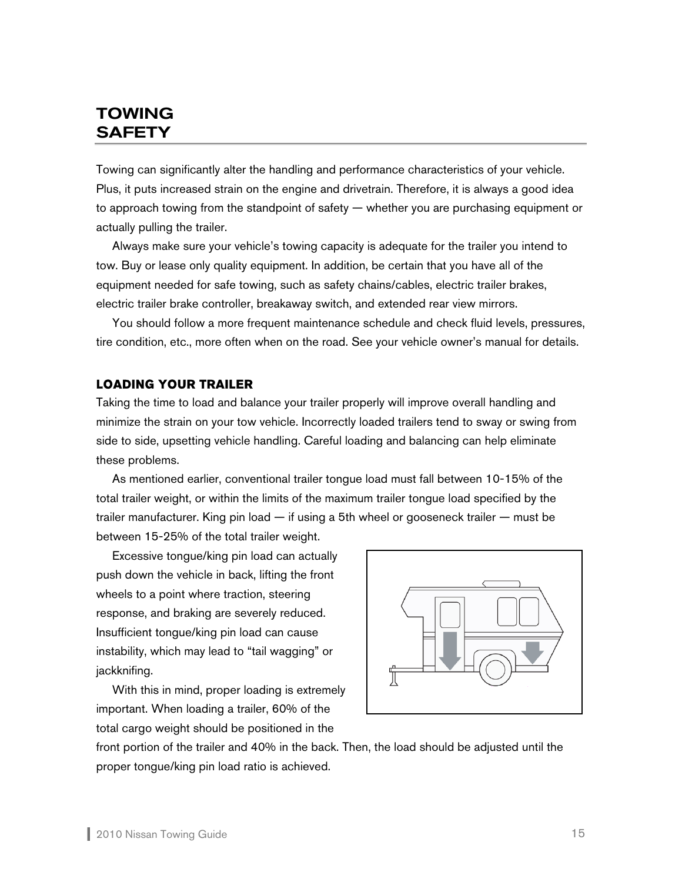# TOWING SAFETY

Towing can significantly alter the handling and performance characteristics of your vehicle. Plus, it puts increased strain on the engine and drivetrain. Therefore, it is always a good idea to approach towing from the standpoint of safety — whether you are purchasing equipment or actually pulling the trailer.

Always make sure your vehicle's towing capacity is adequate for the trailer you intend to tow. Buy or lease only quality equipment. In addition, be certain that you have all of the equipment needed for safe towing, such as safety chains/cables, electric trailer brakes, electric trailer brake controller, breakaway switch, and extended rear view mirrors.

You should follow a more frequent maintenance schedule and check fluid levels, pressures, tire condition, etc., more often when on the road. See your vehicle owner's manual for details.

## LOADING YOUR TRAILER

Taking the time to load and balance your trailer properly will improve overall handling and minimize the strain on your tow vehicle. Incorrectly loaded trailers tend to sway or swing from side to side, upsetting vehicle handling. Careful loading and balancing can help eliminate these problems.

As mentioned earlier, conventional trailer tongue load must fall between 10-15% of the total trailer weight, or within the limits of the maximum trailer tongue load specified by the trailer manufacturer. King pin load — if using a 5th wheel or gooseneck trailer — must be between 15-25% of the total trailer weight.

Excessive tongue/king pin load can actually push down the vehicle in back, lifting the front wheels to a point where traction, steering response, and braking are severely reduced. Insufficient tongue/king pin load can cause instability, which may lead to "tail wagging" or jackknifing.

With this in mind, proper loading is extremely important. When loading a trailer, 60% of the total cargo weight should be positioned in the front portion of the trailer and 40% in the back. Then, the load should be adjusted until the proper tongue/king pin load ratio is achieved.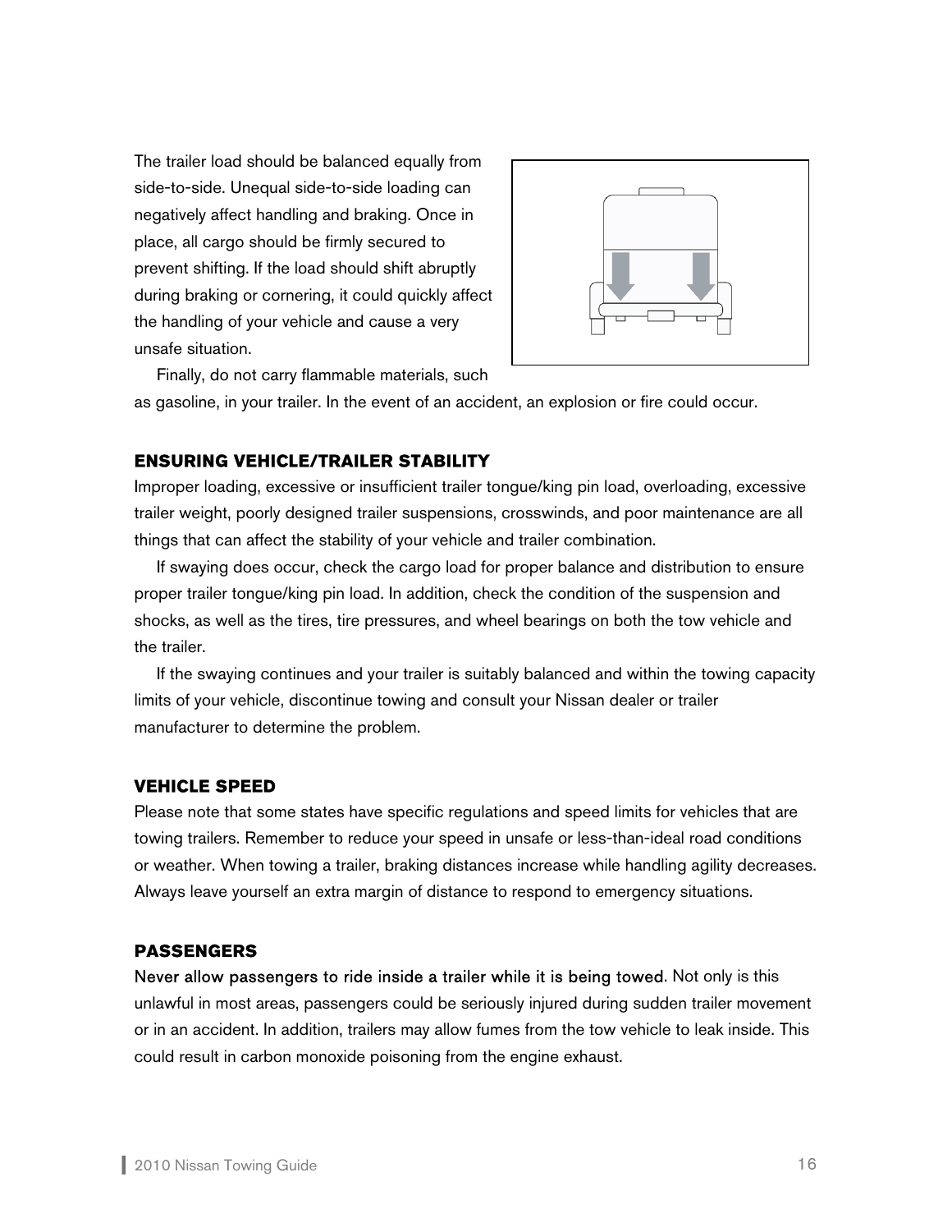The trailer load should be balanced equally from side-to-side. Unequal side-to-side loading can negatively affect handling and braking. Once in place, all cargo should be firmly secured to prevent shifting. If the load should shift abruptly during braking or cornering, it could quickly affect the handling of your vehicle and cause a very unsafe situation.

Finally, do not carry flammable materials, such as gasoline, in your trailer. In the event of an accident, an explosion or fire could occur.

### ENSURING VEHICLE/TRAILER STABILITY

Improper loading, excessive or insufficient trailer tongue/king pin load, overloading, excessive trailer weight, poorly designed trailer suspensions, crosswinds, and poor maintenance are all things that can affect the stability of your vehicle and trailer combination.

If swaying does occur, check the cargo load for proper balance and distribution to ensure proper trailer tongue/king pin load. In addition, check the condition of the suspension and shocks, as well as the tires, tire pressures, and wheel bearings on both the tow vehicle and the trailer.

If the swaying continues and your trailer is suitably balanced and within the towing capacity limits of your vehicle, discontinue towing and consult your Nissan dealer or trailer manufacturer to determine the problem.

### VEHICLE SPEED

Please note that some states have specific regulations and speed limits for vehicles that are towing trailers. Remember to reduce your speed in unsafe or less-than-ideal road conditions or weather. When towing a trailer, braking distances increase while handling agility decreases. Always leave yourself an extra margin of distance to respond to emergency situations.

### PASSENGERS

Never allow passengers to ride inside a trailer while it is being towed. Not only is this unlawful in most areas, passengers could be seriously injured during sudden trailer movement or in an accident. In addition, trailers may allow fumes from the tow vehicle to leak inside. This could result in carbon monoxide poisoning from the engine exhaust.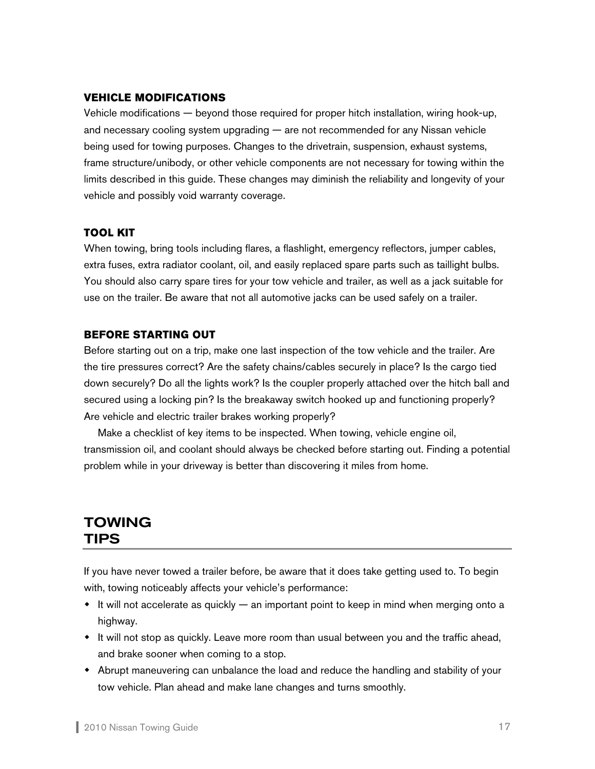### VEHICLE MODIFICATIONS

Vehicle modifications — beyond those required for proper hitch installation, wiring hook-up, and necessary cooling system upgrading — are not recommended for any Nissan vehicle being used for towing purposes. Changes to the drivetrain, suspension, exhaust systems, frame structure/unibody, or other vehicle components are not necessary for towing within the limits described in this guide. These changes may diminish the reliability and longevity of your vehicle and possibly void warranty coverage.

### TOOL KIT

When towing, bring tools including flares, a flashlight, emergency reflectors, jumper cables, extra fuses, extra radiator coolant, oil, and easily replaced spare parts such as taillight bulbs. You should also carry spare tires for your tow vehicle and trailer, as well as a jack suitable for use on the trailer. Be aware that not all automotive jacks can be used safely on a trailer.

### BEFORE STARTING OUT

Before starting out on a trip, make one last inspection of the tow vehicle and the trailer. Are the tire pressures correct? Are the safety chains/cables securely in place? Is the cargo tied down securely? Do all the lights work? Is the coupler properly attached over the hitch ball and secured using a locking pin? Is the breakaway switch hooked up and functioning properly? Are vehicle and electric trailer brakes working properly?

Make a checklist of key items to be inspected. When towing, vehicle engine oil, transmission oil, and coolant should always be checked before starting out. Finding a potential problem while in your driveway is better than discovering it miles from home.

## TOWING TIPS

If you have never towed a trailer before, be aware that it does take getting used to. To begin with, towing noticeably affects your vehicle's performance:

- It will not accelerate as quickly — an important point to keep in mind when merging onto a highway.
- It will not stop as quickly. Leave more room than usual between you and the traffic ahead, and brake sooner when coming to a stop.
- Abrupt maneuvering can unbalance the load and reduce the handling and stability of your tow vehicle. Plan ahead and make lane changes and turns smoothly.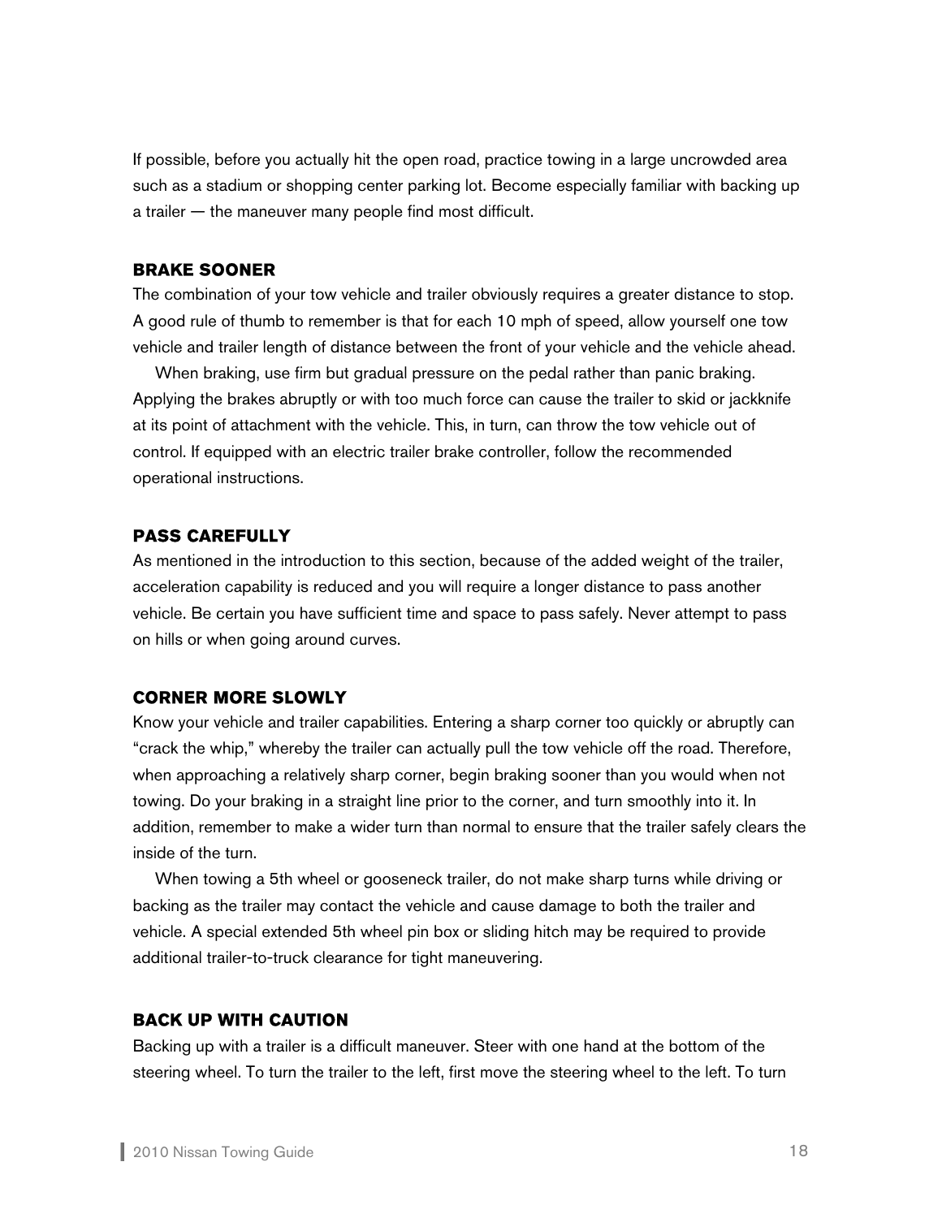If possible, before you actually hit the open road, practice towing in a large uncrowded area such as a stadium or shopping center parking lot. Become especially familiar with backing up a trailer — the maneuver many people find most difficult.

### BRAKE SOONER

The combination of your tow vehicle and trailer obviously requires a greater distance to stop. A good rule of thumb to remember is that for each 10 mph of speed, allow yourself one tow vehicle and trailer length of distance between the front of your vehicle and the vehicle ahead.

When braking, use firm but gradual pressure on the pedal rather than panic braking. Applying the brakes abruptly or with too much force can cause the trailer to skid or jackknife at its point of attachment with the vehicle. This, in turn, can throw the tow vehicle out of control. If equipped with an electric trailer brake controller, follow the recommended operational instructions.

### PASS CAREFULLY

As mentioned in the introduction to this section, because of the added weight of the trailer, acceleration capability is reduced and you will require a longer distance to pass another vehicle. Be certain you have sufficient time and space to pass safely. Never attempt to pass on hills or when going around curves.

### CORNER MORE SLOWLY

Know your vehicle and trailer capabilities. Entering a sharp corner too quickly or abruptly can "crack the whip," whereby the trailer can actually pull the tow vehicle off the road. Therefore, when approaching a relatively sharp corner, begin braking sooner than you would when not towing. Do your braking in a straight line prior to the corner, and turn smoothly into it. In addition, remember to make a wider turn than normal to ensure that the trailer safely clears the inside of the turn.

When towing a 5th wheel or gooseneck trailer, do not make sharp turns while driving or backing as the trailer may contact the vehicle and cause damage to both the trailer and vehicle. A special extended 5th wheel pin box or sliding hitch may be required to provide additional trailer-to-truck clearance for tight maneuvering.

### BACK UP WITH CAUTION

Backing up with a trailer is a difficult maneuver. Steer with one hand at the bottom of the steering wheel. To turn the trailer to the left, first move the steering wheel to the left. To turn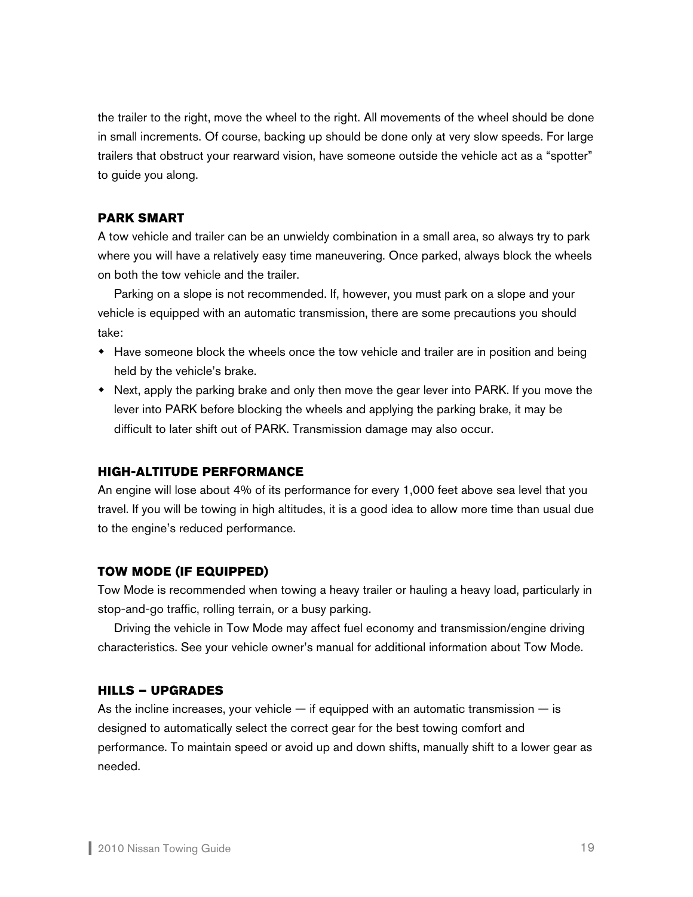the trailer to the right, move the wheel to the right. All movements of the wheel should be done in small increments. Of course, backing up should be done only at very slow speeds. For large trailers that obstruct your rearward vision, have someone outside the vehicle act as a "spotter" to guide you along.

### PARK SMART

A tow vehicle and trailer can be an unwieldy combination in a small area, so always try to park where you will have a relatively easy time maneuvering. Once parked, always block the wheels on both the tow vehicle and the trailer.

Parking on a slope is not recommended. If, however, you must park on a slope and your vehicle is equipped with an automatic transmission, there are some precautions you should take:

- Have someone block the wheels once the tow vehicle and trailer are in position and being held by the vehicle's brake.
- Next, apply the parking brake and only then move the gear lever into PARK. If you move the lever into PARK before blocking the wheels and applying the parking brake, it may be difficult to later shift out of PARK. Transmission damage may also occur.

### HIGH-ALTITUDE PERFORMANCE

An engine will lose about 4% of its performance for every 1,000 feet above sea level that you travel. If you will be towing in high altitudes, it is a good idea to allow more time than usual due to the engine's reduced performance.

### TOW MODE (IF EQUIPPED)

Tow Mode is recommended when towing a heavy trailer or hauling a heavy load, particularly in stop-and-go traffic, rolling terrain, or a busy parking.

Driving the vehicle in Tow Mode may affect fuel economy and transmission/engine driving characteristics. See your vehicle owner's manual for additional information about Tow Mode.

### HILLS – UPGRADES

As the incline increases, your vehicle — if equipped with an automatic transmission — is designed to automatically select the correct gear for the best towing comfort and performance. To maintain speed or avoid up and down shifts, manually shift to a lower gear as needed.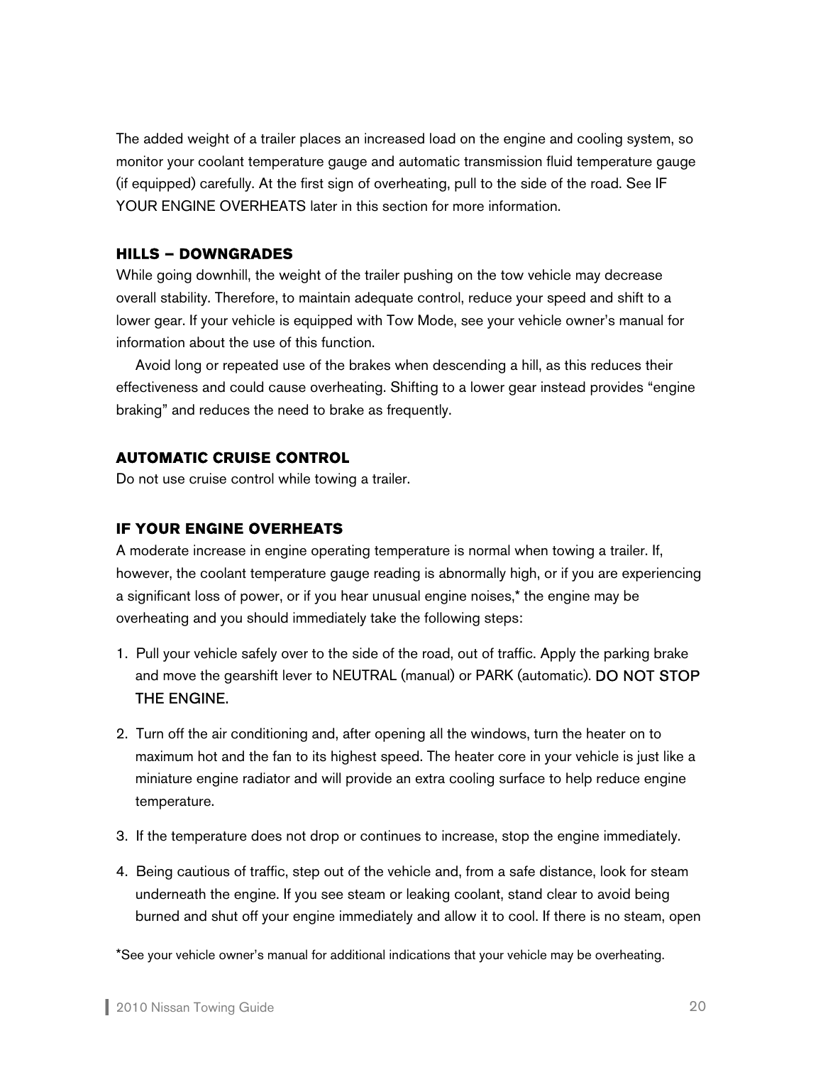The added weight of a trailer places an increased load on the engine and cooling system, so monitor your coolant temperature gauge and automatic transmission fluid temperature gauge (if equipped) carefully. At the first sign of overheating, pull to the side of the road. See IF YOUR ENGINE OVERHEATS later in this section for more information.

### HILLS – DOWNGRADES

While going downhill, the weight of the trailer pushing on the tow vehicle may decrease overall stability. Therefore, to maintain adequate control, reduce your speed and shift to a lower gear. If your vehicle is equipped with Tow Mode, see your vehicle owner's manual for information about the use of this function.

Avoid long or repeated use of the brakes when descending a hill, as this reduces their effectiveness and could cause overheating. Shifting to a lower gear instead provides "engine braking" and reduces the need to brake as frequently.

### AUTOMATIC CRUISE CONTROL

Do not use cruise control while towing a trailer.

### IF YOUR ENGINE OVERHEATS

A moderate increase in engine operating temperature is normal when towing a trailer. If, however, the coolant temperature gauge reading is abnormally high, or if you are experiencing a significant loss of power, or if you hear unusual engine noises,* the engine may be overheating and you should immediately take the following steps:

1. Pull your vehicle safely over to the side of the road, out of traffic. Apply the parking brake and move the gearshift lever to NEUTRAL (manual) or PARK (automatic). DO NOT STOP THE ENGINE.

2. Turn off the air conditioning and, after opening all the windows, turn the heater on to maximum hot and the fan to its highest speed. The heater core in your vehicle is just like a miniature engine radiator and will provide an extra cooling surface to help reduce engine temperature.

3. If the temperature does not drop or continues to increase, stop the engine immediately.

4. Being cautious of traffic, step out of the vehicle and, from a safe distance, look for steam underneath the engine. If you see steam or leaking coolant, stand clear to avoid being burned and shut off your engine immediately and allow it to cool. If there is no steam, open

*See your vehicle owner's manual for additional indications that your vehicle may be overheating.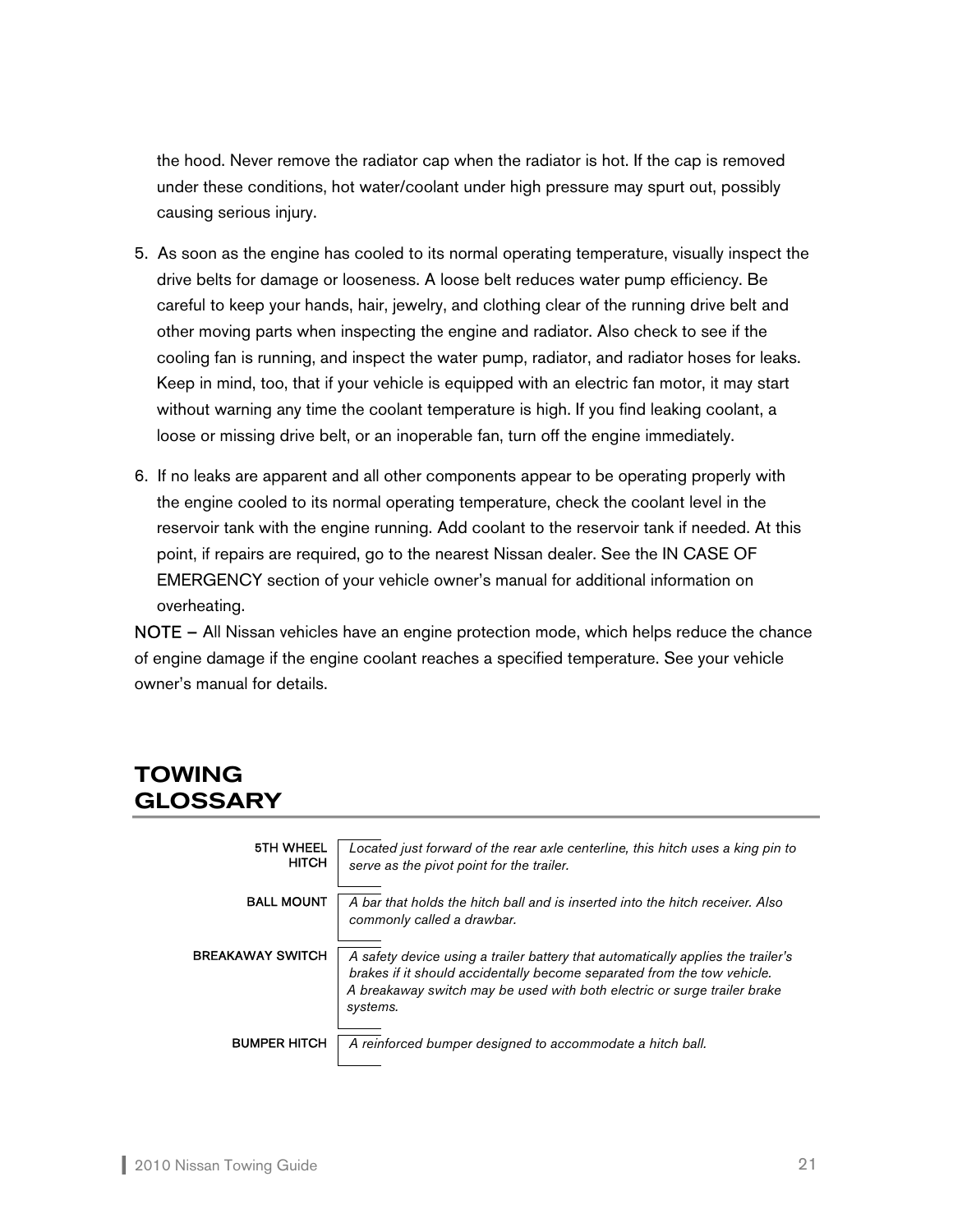the hood. Never remove the radiator cap when the radiator is hot. If the cap is removed under these conditions, hot water/coolant under high pressure may spurt out, possibly causing serious injury.

5. As soon as the engine has cooled to its normal operating temperature, visually inspect the drive belts for damage or looseness. A loose belt reduces water pump efficiency. Be careful to keep your hands, hair, jewelry, and clothing clear of the running drive belt and other moving parts when inspecting the engine and radiator. Also check to see if the cooling fan is running, and inspect the water pump, radiator, and radiator hoses for leaks. Keep in mind, too, that if your vehicle is equipped with an electric fan motor, it may start without warning any time the coolant temperature is high. If you find leaking coolant, a loose or missing drive belt, or an inoperable fan, turn off the engine immediately.

6. If no leaks are apparent and all other components appear to be operating properly with the engine cooled to its normal operating temperature, check the coolant level in the reservoir tank with the engine running. Add coolant to the reservoir tank if needed. At this point, if repairs are required, go to the nearest Nissan dealer. See the IN CASE OF EMERGENCY section of your vehicle owner's manual for additional information on overheating.

NOTE – All Nissan vehicles have an engine protection mode, which helps reduce the chance of engine damage if the engine coolant reaches a specified temperature. See your vehicle owner's manual for details.

## TOWING GLOSSARY

| | |
|---|---|
| 5TH WHEEL HITCH | *Located just forward of the rear axle centerline, this hitch uses a king pin to serve as the pivot point for the trailer.* |
| BALL MOUNT | *A bar that holds the hitch ball and is inserted into the hitch receiver. Also commonly called a drawbar.* |
| BREAKAWAY SWITCH | *A safety device using a trailer battery that automatically applies the trailer's brakes if it should accidentally become separated from the tow vehicle. A breakaway switch may be used with both electric or surge trailer brake systems.* |
| BUMPER HITCH | *A reinforced bumper designed to accommodate a hitch ball.* |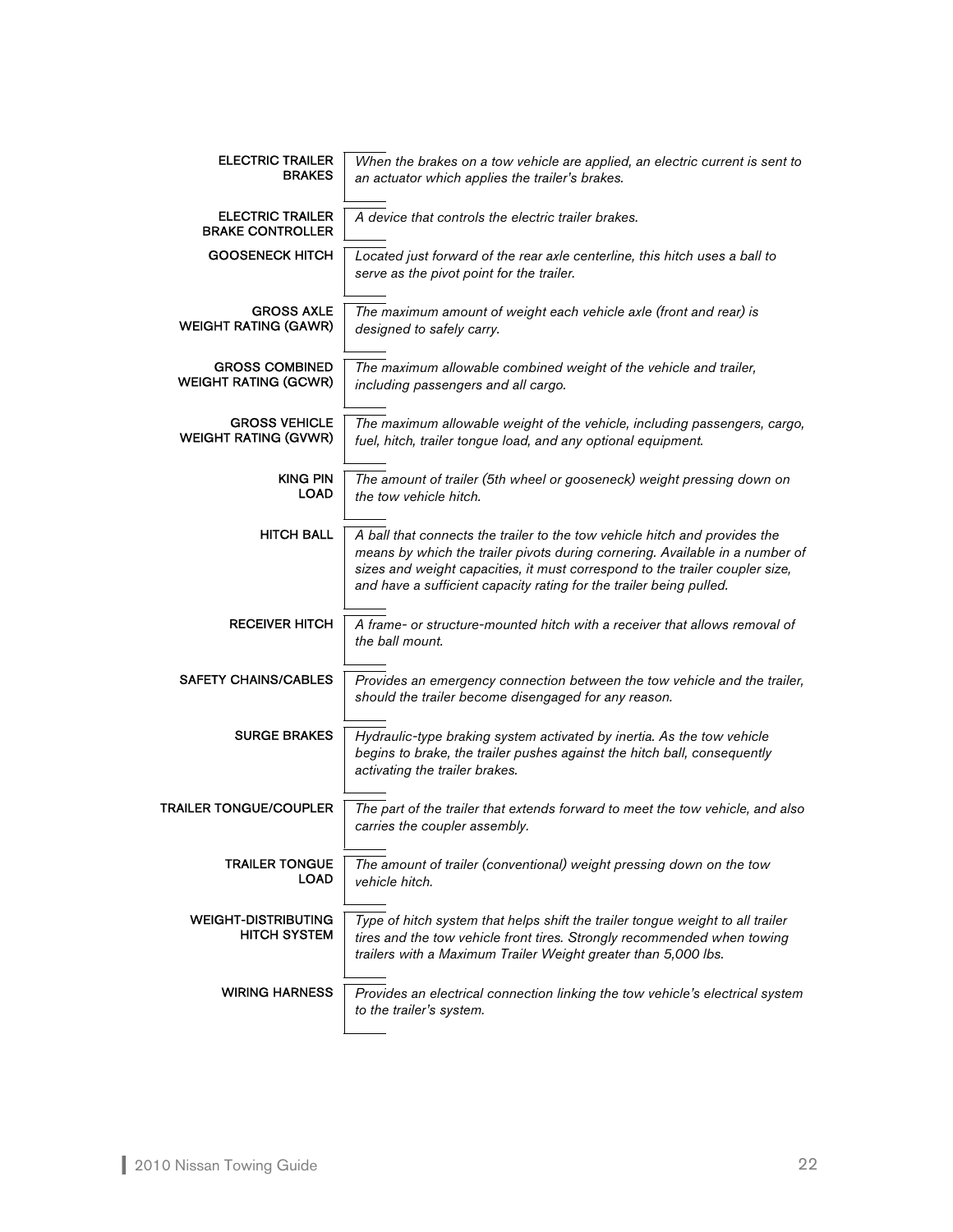**ELECTRIC TRAILER BRAKES**
*When the brakes on a tow vehicle are applied, an electric current is sent to an actuator which applies the trailer's brakes.*

**ELECTRIC TRAILER BRAKE CONTROLLER**
*A device that controls the electric trailer brakes.*

**GOOSENECK HITCH**
*Located just forward of the rear axle centerline, this hitch uses a ball to serve as the pivot point for the trailer.*

**GROSS AXLE WEIGHT RATING (GAWR)**
*The maximum amount of weight each vehicle axle (front and rear) is designed to safely carry.*

**GROSS COMBINED WEIGHT RATING (GCWR)**
*The maximum allowable combined weight of the vehicle and trailer, including passengers and all cargo.*

**GROSS VEHICLE WEIGHT RATING (GVWR)**
*The maximum allowable weight of the vehicle, including passengers, cargo, fuel, hitch, trailer tongue load, and any optional equipment.*

**KING PIN LOAD**
*The amount of trailer (5th wheel or gooseneck) weight pressing down on the tow vehicle hitch.*

**HITCH BALL**
*A ball that connects the trailer to the tow vehicle hitch and provides the means by which the trailer pivots during cornering. Available in a number of sizes and weight capacities, it must correspond to the trailer coupler size, and have a sufficient capacity rating for the trailer being pulled.*

**RECEIVER HITCH**
*A frame- or structure-mounted hitch with a receiver that allows removal of the ball mount.*

**SAFETY CHAINS/CABLES**
*Provides an emergency connection between the tow vehicle and the trailer, should the trailer become disengaged for any reason.*

**SURGE BRAKES**
*Hydraulic-type braking system activated by inertia. As the tow vehicle begins to brake, the trailer pushes against the hitch ball, consequently activating the trailer brakes.*

**TRAILER TONGUE/COUPLER**
*The part of the trailer that extends forward to meet the tow vehicle, and also carries the coupler assembly.*

**TRAILER TONGUE LOAD**
*The amount of trailer (conventional) weight pressing down on the tow vehicle hitch.*

**WEIGHT-DISTRIBUTING HITCH SYSTEM**
*Type of hitch system that helps shift the trailer tongue weight to all trailer tires and the tow vehicle front tires. Strongly recommended when towing trailers with a Maximum Trailer Weight greater than 5,000 lbs.*

**WIRING HARNESS**
*Provides an electrical connection linking the tow vehicle's electrical system to the trailer's system.*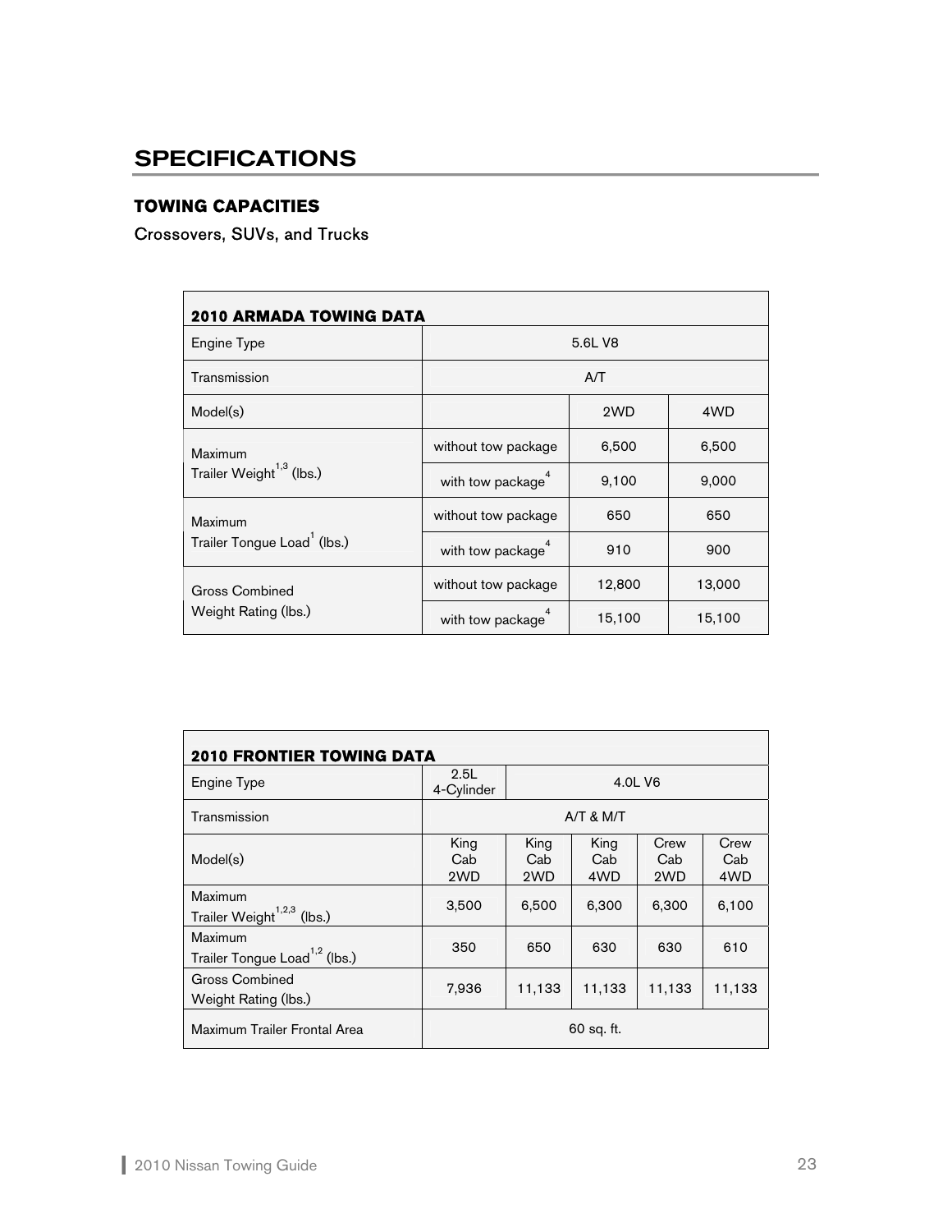# SPECIFICATIONS

## TOWING CAPACITIES

Crossovers, SUVs, and Trucks

| 2010 ARMADA TOWING DATA | | | |
|---|---|---|---|
| Engine Type | 5.6L V8 | | |
| Transmission | A/T | | |
| Model(s) | | 2WD | 4WD |
| Maximum Trailer Weight[1,3] (lbs.) | without tow package | 6,500 | 6,500 |
| | with tow package[4] | 9,100 | 9,000 |
| Maximum Trailer Tongue Load[1] (lbs.) | without tow package | 650 | 650 |
| | with tow package[4] | 910 | 900 |
| Gross Combined Weight Rating (lbs.) | without tow package | 12,800 | 13,000 |
| | with tow package[4] | 15,100 | 15,100 |

| 2010 FRONTIER TOWING DATA | | | | | |
|---|---|---|---|---|---|
| Engine Type | 2.5L 4-Cylinder | 4.0L V6 | | | |
| Transmission | A/T & M/T | | | | |
| Model(s) | King Cab 2WD | King Cab 2WD | King Cab 4WD | Crew Cab 2WD | Crew Cab 4WD |
| Maximum Trailer Weight[1,2,3] (lbs.) | 3,500 | 6,500 | 6,300 | 6,300 | 6,100 |
| Maximum Trailer Tongue Load[1,2] (lbs.) | 350 | 650 | 630 | 630 | 610 |
| Gross Combined Weight Rating (lbs.) | 7,936 | 11,133 | 11,133 | 11,133 | 11,133 |
| Maximum Trailer Frontal Area | 60 sq. ft. | | | | |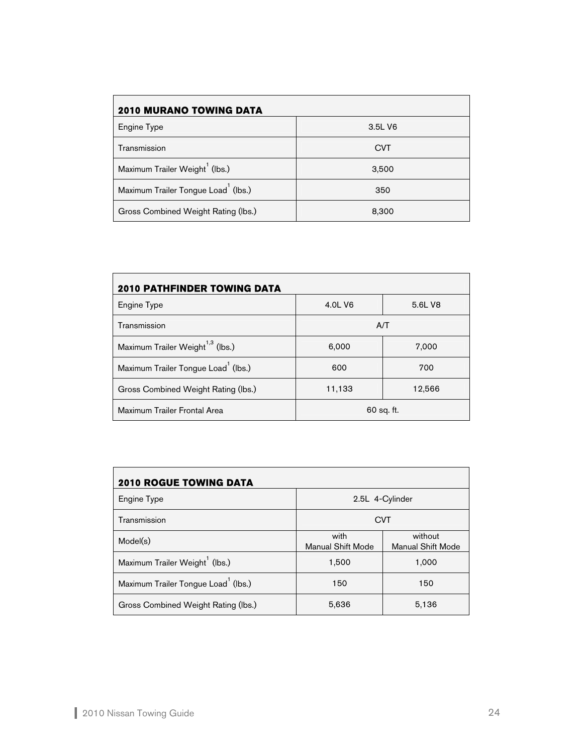| 2010 MURANO TOWING DATA | |
|---|---|
| Engine Type | 3.5L V6 |
| Transmission | CVT |
| Maximum Trailer Weight[1] (lbs.) | 3,500 |
| Maximum Trailer Tongue Load[1] (lbs.) | 350 |
| Gross Combined Weight Rating (lbs.) | 8,300 |

| 2010 PATHFINDER TOWING DATA | | |
|---|---|---|
| Engine Type | 4.0L V6 | 5.6L V8 |
| Transmission | A/T | |
| Maximum Trailer Weight[1,3] (lbs.) | 6,000 | 7,000 |
| Maximum Trailer Tongue Load[1] (lbs.) | 600 | 700 |
| Gross Combined Weight Rating (lbs.) | 11,133 | 12,566 |
| Maximum Trailer Frontal Area | 60 sq. ft. | |

| 2010 ROGUE TOWING DATA | | |
|---|---|---|
| Engine Type | 2.5L 4-Cylinder | |
| Transmission | CVT | |
| Model(s) | with Manual Shift Mode | without Manual Shift Mode |
| Maximum Trailer Weight[1] (lbs.) | 1,500 | 1,000 |
| Maximum Trailer Tongue Load[1] (lbs.) | 150 | 150 |
| Gross Combined Weight Rating (lbs.) | 5,636 | 5,136 |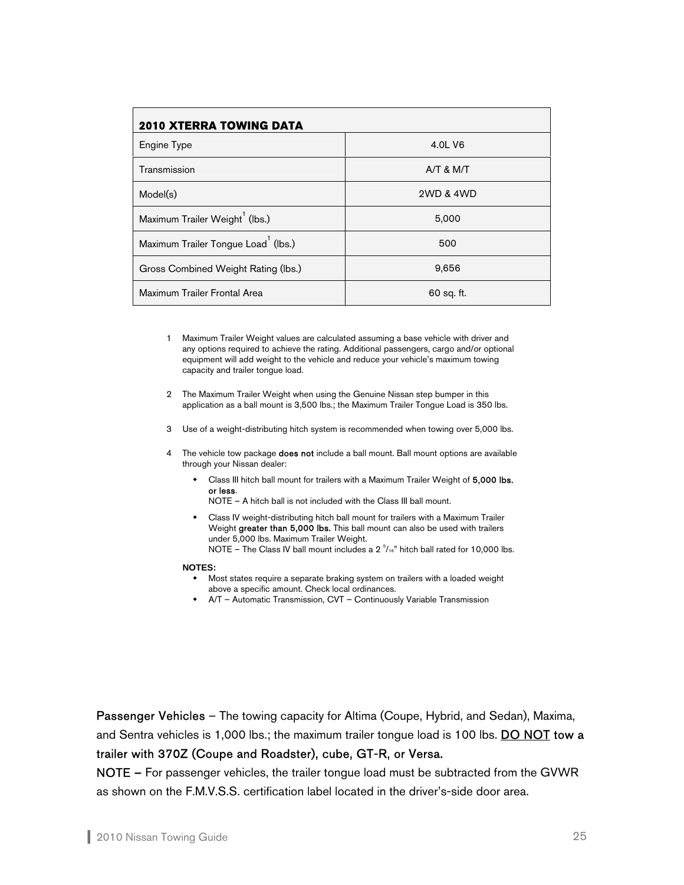| **2010 XTERRA TOWING DATA** | |
|---|---|
| Engine Type | 4.0L V6 |
| Transmission | A/T & M/T |
| Model(s) | 2WD & 4WD |
| Maximum Trailer Weight[1] (lbs.) | 5,000 |
| Maximum Trailer Tongue Load[1] (lbs.) | 500 |
| Gross Combined Weight Rating (lbs.) | 9,656 |
| Maximum Trailer Frontal Area | 60 sq. ft. |

1 Maximum Trailer Weight values are calculated assuming a base vehicle with driver and any options required to achieve the rating. Additional passengers, cargo and/or optional equipment will add weight to the vehicle and reduce your vehicle's maximum towing capacity and trailer tongue load.

2 The Maximum Trailer Weight when using the Genuine Nissan step bumper in this application as a ball mount is 3,500 lbs.; the Maximum Trailer Tongue Load is 350 lbs.

3 Use of a weight-distributing hitch system is recommended when towing over 5,000 lbs.

4 The vehicle tow package **does not** include a ball mount. Ball mount options are available through your Nissan dealer:

- Class III hitch ball mount for trailers with a Maximum Trailer Weight of **5,000 lbs. or less**.
  NOTE – A hitch ball is not included with the Class III ball mount.
- Class IV weight-distributing hitch ball mount for trailers with a Maximum Trailer Weight **greater than 5,000 lbs.** This ball mount can also be used with trailers under 5,000 lbs. Maximum Trailer Weight.
  NOTE – The Class IV ball mount includes a 2 5/16" hitch ball rated for 10,000 lbs.

**NOTES:**

- Most states require a separate braking system on trailers with a loaded weight above a specific amount. Check local ordinances.
- A/T – Automatic Transmission, CVT – Continuously Variable Transmission

**Passenger Vehicles** – The towing capacity for Altima (Coupe, Hybrid, and Sedan), Maxima, and Sentra vehicles is 1,000 lbs.; the maximum trailer tongue load is 100 lbs. **DO NOT tow a trailer with 370Z (Coupe and Roadster), cube, GT-R, or Versa.**

**NOTE –** For passenger vehicles, the trailer tongue load must be subtracted from the GVWR as shown on the F.M.V.S.S. certification label located in the driver's-side door area.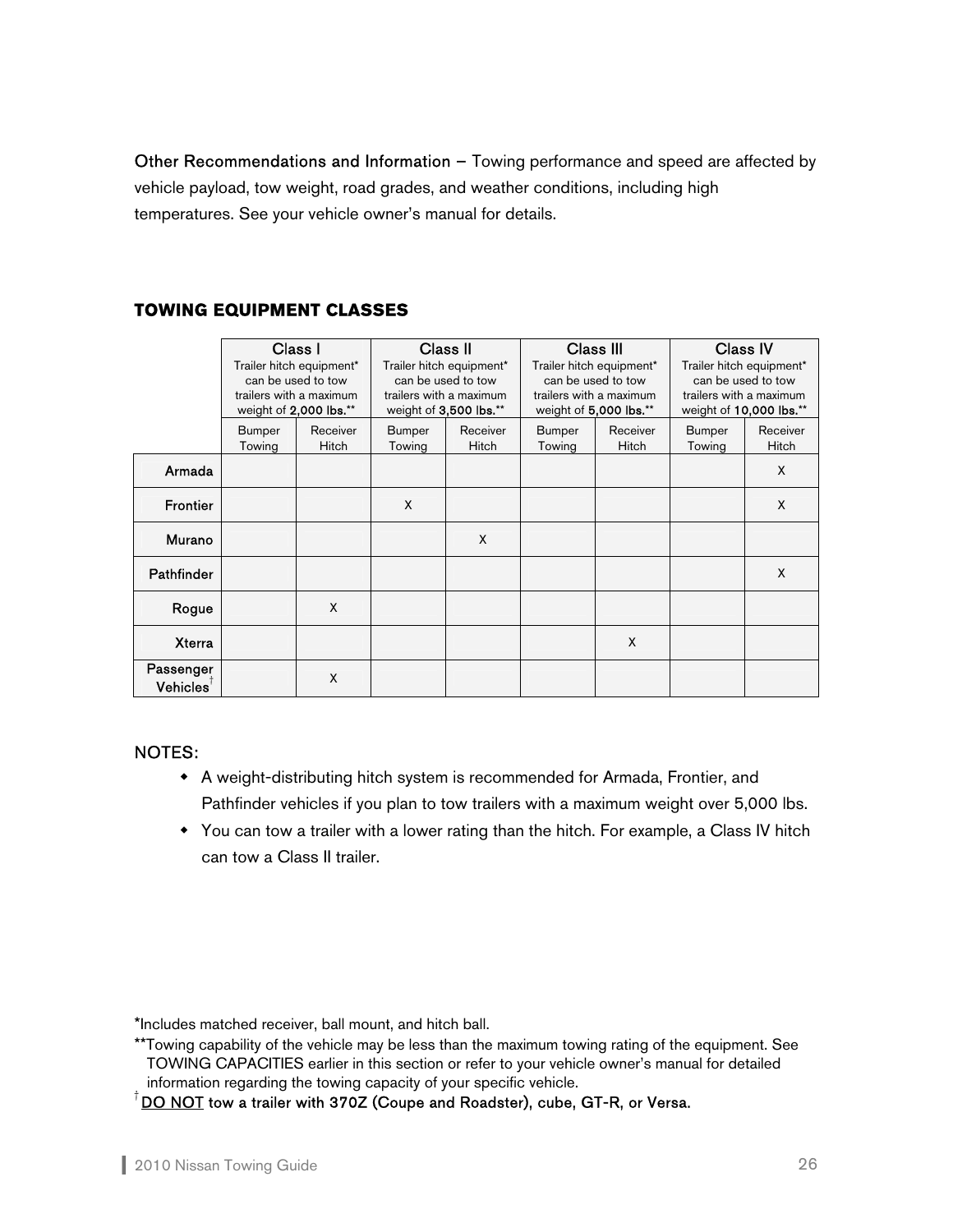**Other Recommendations and Information** – Towing performance and speed are affected by vehicle payload, tow weight, road grades, and weather conditions, including high temperatures. See your vehicle owner's manual for details.

## TOWING EQUIPMENT CLASSES

| | Class I<br>Trailer hitch equipment* can be used to tow trailers with a maximum weight of **2,000 lbs.**** | | Class II<br>Trailer hitch equipment* can be used to tow trailers with a maximum weight of **3,500 lbs.**** | | Class III<br>Trailer hitch equipment* can be used to tow trailers with a maximum weight of **5,000 lbs.**** | | Class IV<br>Trailer hitch equipment* can be used to tow trailers with a maximum weight of **10,000 lbs.**** | |
|---|---|---|---|---|---|---|---|---|
| | Bumper Towing | Receiver Hitch | Bumper Towing | Receiver Hitch | Bumper Towing | Receiver Hitch | Bumper Towing | Receiver Hitch |
| Armada | | | | | | | | X |
| Frontier | | | X | | | | | X |
| Murano | | | | X | | | | |
| Pathfinder | | | | | | | | X |
| Rogue | | X | | | | | | |
| Xterra | | | | | | X | | |
| Passenger Vehicles† | | X | | | | | | |

NOTES:

- A weight-distributing hitch system is recommended for Armada, Frontier, and Pathfinder vehicles if you plan to tow trailers with a maximum weight over 5,000 lbs.
- You can tow a trailer with a lower rating than the hitch. For example, a Class IV hitch can tow a Class II trailer.

*Includes matched receiver, ball mount, and hitch ball.

**Towing capability of the vehicle may be less than the maximum towing rating of the equipment. See TOWING CAPACITIES earlier in this section or refer to your vehicle owner's manual for detailed information regarding the towing capacity of your specific vehicle.

† DO NOT tow a trailer with 370Z (Coupe and Roadster), cube, GT-R, or Versa.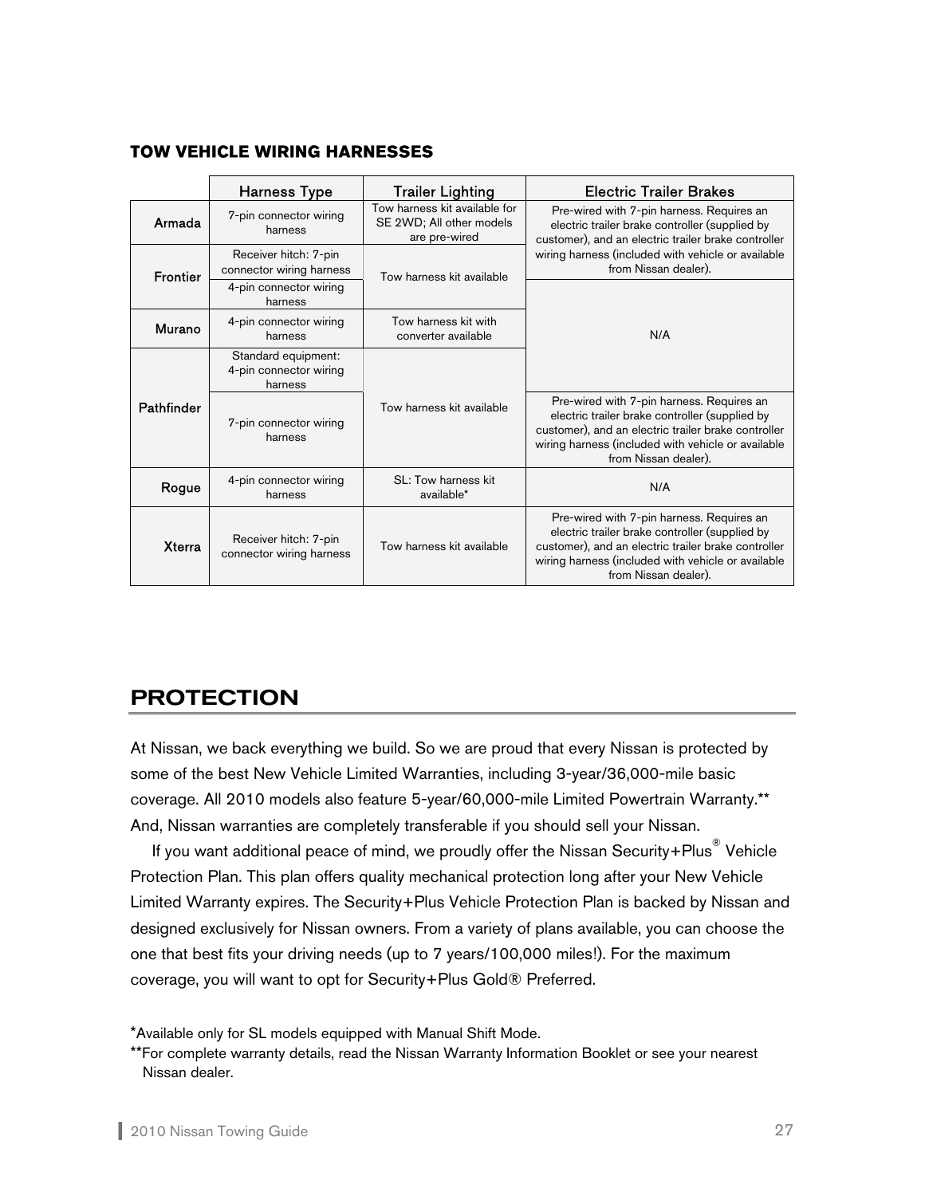#### TOW VEHICLE WIRING HARNESSES

| | Harness Type | Trailer Lighting | Electric Trailer Brakes |
|---|---|---|---|
| Armada | 7-pin connector wiring harness | Tow harness kit available for SE 2WD; All other models are pre-wired | Pre-wired with 7-pin harness. Requires an electric trailer brake controller (supplied by customer), and an electric trailer brake controller wiring harness (included with vehicle or available from Nissan dealer). |
| Frontier | Receiver hitch: 7-pin connector wiring harness | Tow harness kit available | Pre-wired with 7-pin harness. Requires an electric trailer brake controller (supplied by customer), and an electric trailer brake controller wiring harness (included with vehicle or available from Nissan dealer). |
| Frontier | 4-pin connector wiring harness | Tow harness kit available | N/A |
| Murano | 4-pin connector wiring harness | Tow harness kit with converter available | N/A |
| Pathfinder | Standard equipment: 4-pin connector wiring harness | Tow harness kit available | N/A |
| Pathfinder | 7-pin connector wiring harness | Tow harness kit available | Pre-wired with 7-pin harness. Requires an electric trailer brake controller (supplied by customer), and an electric trailer brake controller wiring harness (included with vehicle or available from Nissan dealer). |
| Rogue | 4-pin connector wiring harness | SL: Tow harness kit available* | N/A |
| Xterra | Receiver hitch: 7-pin connector wiring harness | Tow harness kit available | Pre-wired with 7-pin harness. Requires an electric trailer brake controller (supplied by customer), and an electric trailer brake controller wiring harness (included with vehicle or available from Nissan dealer). |

## PROTECTION

At Nissan, we back everything we build. So we are proud that every Nissan is protected by some of the best New Vehicle Limited Warranties, including 3-year/36,000-mile basic coverage. All 2010 models also feature 5-year/60,000-mile Limited Powertrain Warranty.** And, Nissan warranties are completely transferable if you should sell your Nissan.

If you want additional peace of mind, we proudly offer the Nissan Security+Plus® Vehicle Protection Plan. This plan offers quality mechanical protection long after your New Vehicle Limited Warranty expires. The Security+Plus Vehicle Protection Plan is backed by Nissan and designed exclusively for Nissan owners. From a variety of plans available, you can choose the one that best fits your driving needs (up to 7 years/100,000 miles!). For the maximum coverage, you will want to opt for Security+Plus Gold® Preferred.

*Available only for SL models equipped with Manual Shift Mode.

**For complete warranty details, read the Nissan Warranty Information Booklet or see your nearest Nissan dealer.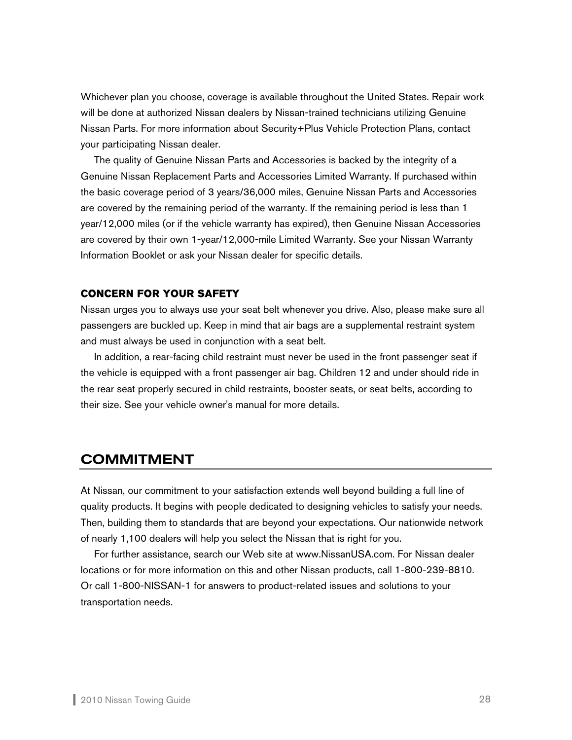Whichever plan you choose, coverage is available throughout the United States. Repair work will be done at authorized Nissan dealers by Nissan-trained technicians utilizing Genuine Nissan Parts. For more information about Security+Plus Vehicle Protection Plans, contact your participating Nissan dealer.

The quality of Genuine Nissan Parts and Accessories is backed by the integrity of a Genuine Nissan Replacement Parts and Accessories Limited Warranty. If purchased within the basic coverage period of 3 years/36,000 miles, Genuine Nissan Parts and Accessories are covered by the remaining period of the warranty. If the remaining period is less than 1 year/12,000 miles (or if the vehicle warranty has expired), then Genuine Nissan Accessories are covered by their own 1-year/12,000-mile Limited Warranty. See your Nissan Warranty Information Booklet or ask your Nissan dealer for specific details.

### CONCERN FOR YOUR SAFETY

Nissan urges you to always use your seat belt whenever you drive. Also, please make sure all passengers are buckled up. Keep in mind that air bags are a supplemental restraint system and must always be used in conjunction with a seat belt.

In addition, a rear-facing child restraint must never be used in the front passenger seat if the vehicle is equipped with a front passenger air bag. Children 12 and under should ride in the rear seat properly secured in child restraints, booster seats, or seat belts, according to their size. See your vehicle owner's manual for more details.

## COMMITMENT

At Nissan, our commitment to your satisfaction extends well beyond building a full line of quality products. It begins with people dedicated to designing vehicles to satisfy your needs. Then, building them to standards that are beyond your expectations. Our nationwide network of nearly 1,100 dealers will help you select the Nissan that is right for you.

For further assistance, search our Web site at www.NissanUSA.com. For Nissan dealer locations or for more information on this and other Nissan products, call 1-800-239-8810. Or call 1-800-NISSAN-1 for answers to product-related issues and solutions to your transportation needs.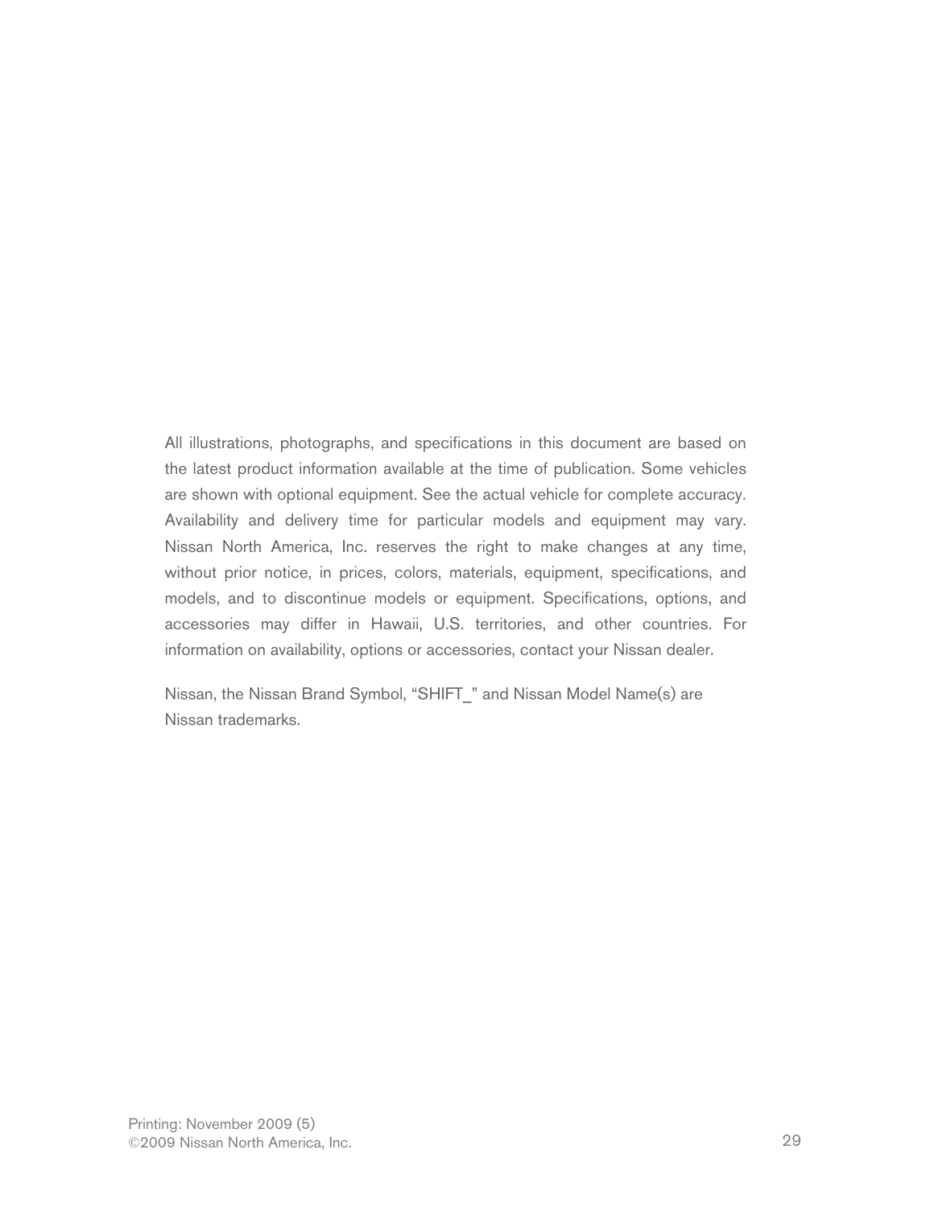All illustrations, photographs, and specifications in this document are based on the latest product information available at the time of publication. Some vehicles are shown with optional equipment. See the actual vehicle for complete accuracy. Availability and delivery time for particular models and equipment may vary. Nissan North America, Inc. reserves the right to make changes at any time, without prior notice, in prices, colors, materials, equipment, specifications, and models, and to discontinue models or equipment. Specifications, options, and accessories may differ in Hawaii, U.S. territories, and other countries. For information on availability, options or accessories, contact your Nissan dealer.

Nissan, the Nissan Brand Symbol, "SHIFT_" and Nissan Model Name(s) are Nissan trademarks.

Printing: November 2009 (5)
©2009 Nissan North America, Inc.